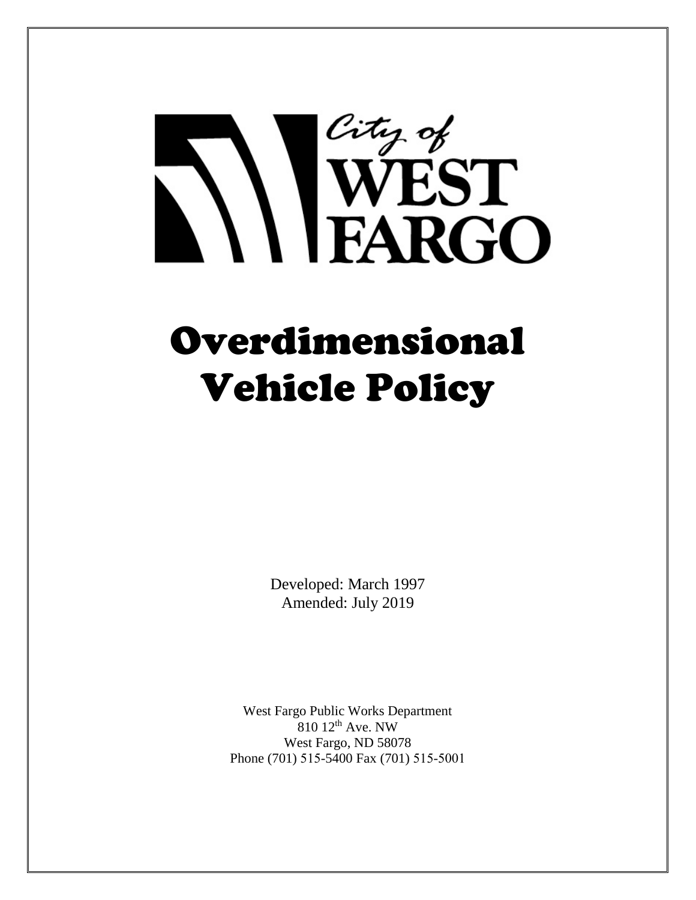City of
WEST
FARGO

# Overdimensional Vehicle Policy

Developed: March 1997
Amended: July 2019

West Fargo Public Works Department
810 12th Ave. NW
West Fargo, ND 58078
Phone (701) 515-5400 Fax (701) 515-5001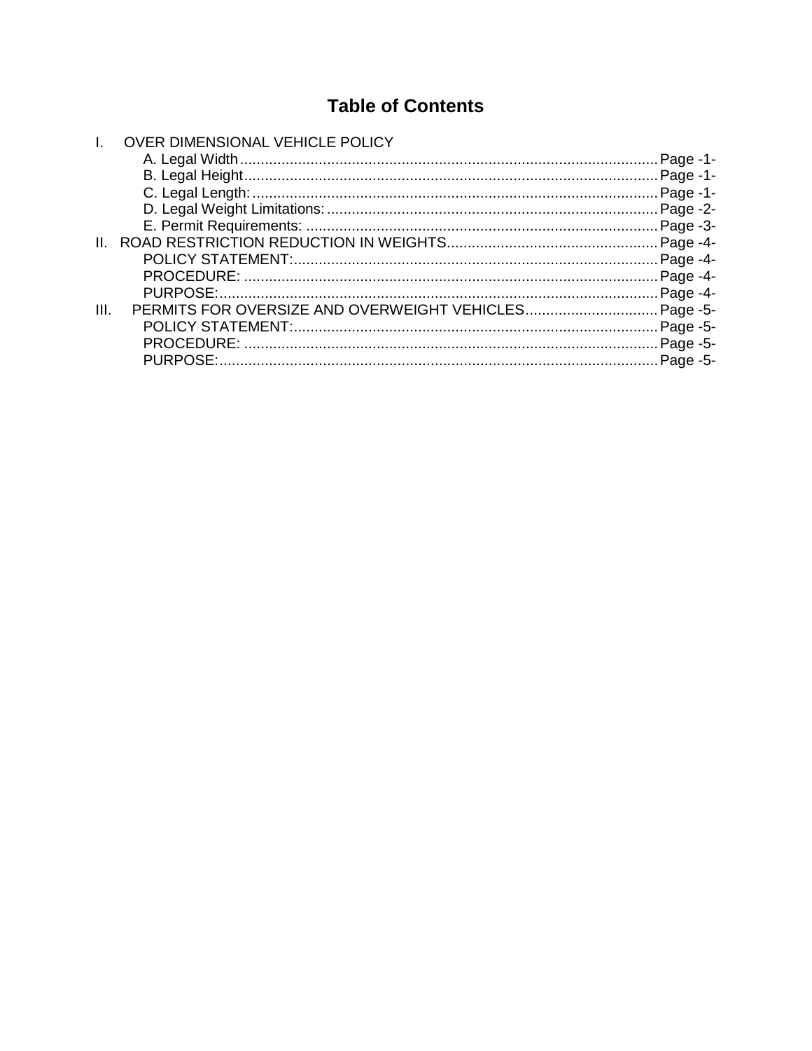# Table of Contents

I. OVER DIMENSIONAL VEHICLE POLICY

- A. Legal Width ........ Page -1-
- B. Legal Height ........ Page -1-
- C. Legal Length: ........ Page -1-
- D. Legal Weight Limitations: ........ Page -2-
- E. Permit Requirements: ........ Page -3-

II. ROAD RESTRICTION REDUCTION IN WEIGHTS ........ Page -4-

- POLICY STATEMENT: ........ Page -4-
- PROCEDURE: ........ Page -4-
- PURPOSE: ........ Page -4-

III. PERMITS FOR OVERSIZE AND OVERWEIGHT VEHICLES ........ Page -5-

- POLICY STATEMENT: ........ Page -5-
- PROCEDURE: ........ Page -5-
- PURPOSE: ........ Page -5-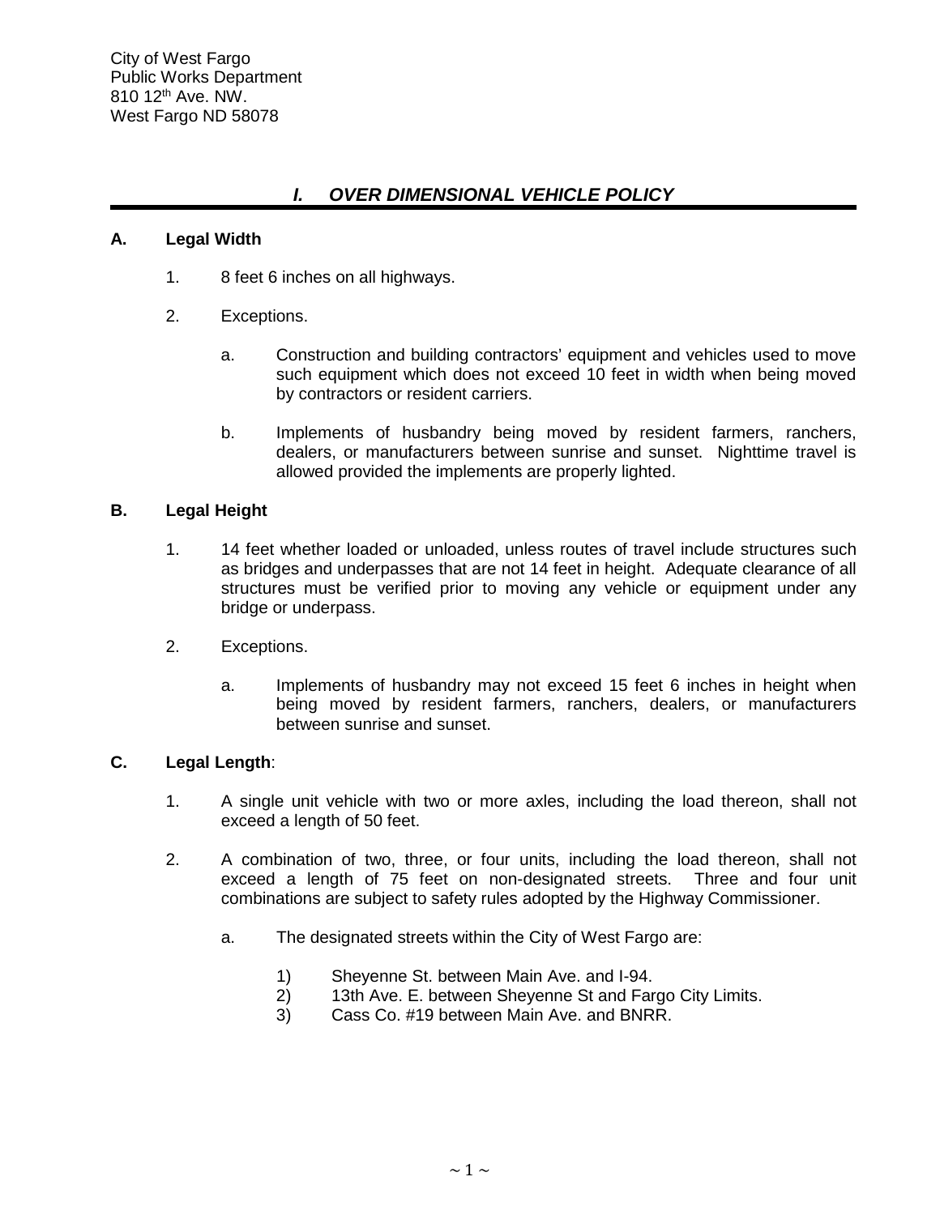City of West Fargo
Public Works Department
810 12th Ave. NW.
West Fargo ND 58078

# *I. OVER DIMENSIONAL VEHICLE POLICY*

## A. Legal Width

1. 8 feet 6 inches on all highways.

2. Exceptions.

   a. Construction and building contractors' equipment and vehicles used to move such equipment which does not exceed 10 feet in width when being moved by contractors or resident carriers.

   b. Implements of husbandry being moved by resident farmers, ranchers, dealers, or manufacturers between sunrise and sunset. Nighttime travel is allowed provided the implements are properly lighted.

## B. Legal Height

1. 14 feet whether loaded or unloaded, unless routes of travel include structures such as bridges and underpasses that are not 14 feet in height. Adequate clearance of all structures must be verified prior to moving any vehicle or equipment under any bridge or underpass.

2. Exceptions.

   a. Implements of husbandry may not exceed 15 feet 6 inches in height when being moved by resident farmers, ranchers, dealers, or manufacturers between sunrise and sunset.

## C. Legal Length:

1. A single unit vehicle with two or more axles, including the load thereon, shall not exceed a length of 50 feet.

2. A combination of two, three, or four units, including the load thereon, shall not exceed a length of 75 feet on non-designated streets. Three and four unit combinations are subject to safety rules adopted by the Highway Commissioner.

   a. The designated streets within the City of West Fargo are:

      1) Sheyenne St. between Main Ave. and I-94.
      2) 13th Ave. E. between Sheyenne St and Fargo City Limits.
      3) Cass Co. #19 between Main Ave. and BNRR.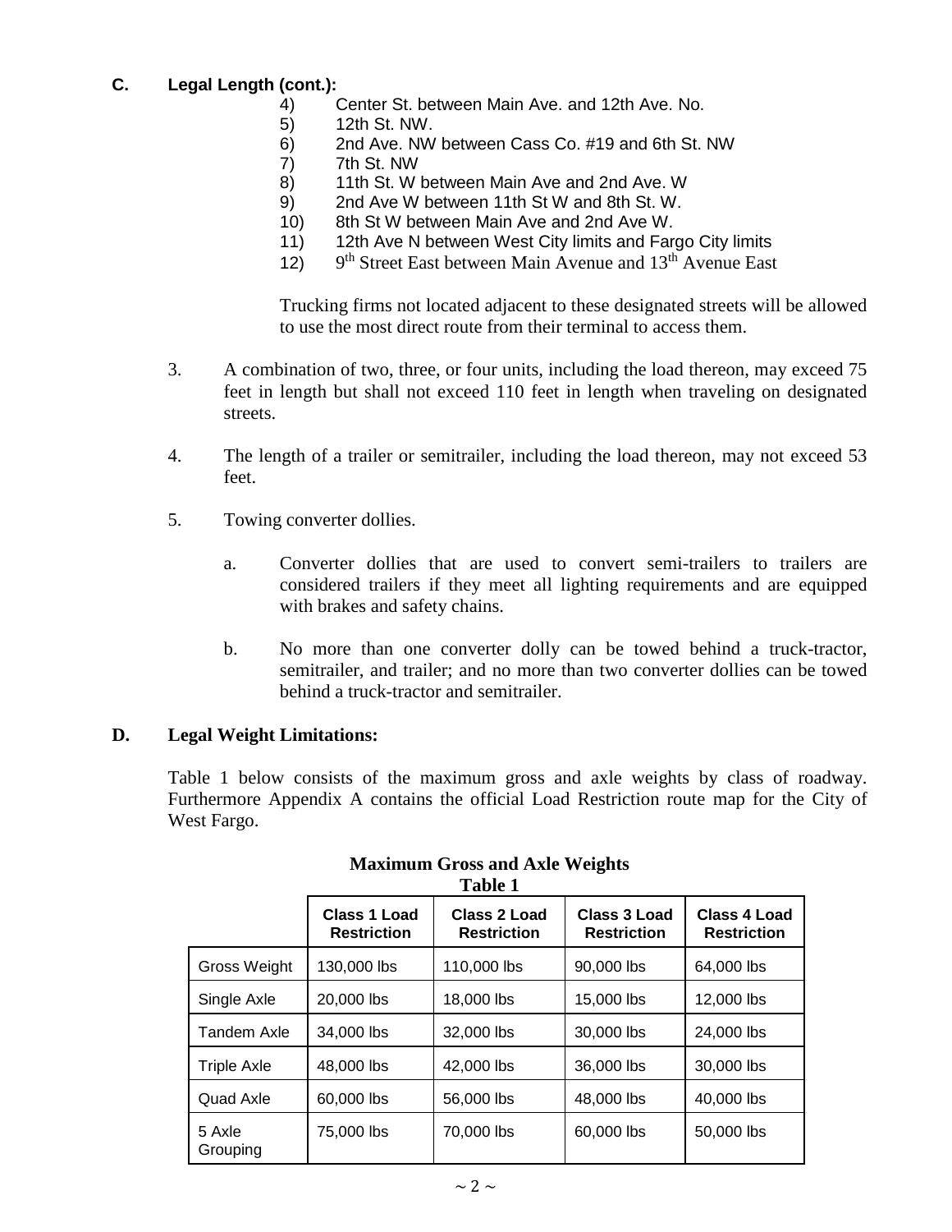## C. Legal Length (cont.):

4) Center St. between Main Ave. and 12th Ave. No.
5) 12th St. NW.
6) 2nd Ave. NW between Cass Co. #19 and 6th St. NW
7) 7th St. NW
8) 11th St. W between Main Ave and 2nd Ave. W
9) 2nd Ave W between 11th St W and 8th St. W.
10) 8th St W between Main Ave and 2nd Ave W.
11) 12th Ave N between West City limits and Fargo City limits
12) 9th Street East between Main Avenue and 13th Avenue East

Trucking firms not located adjacent to these designated streets will be allowed to use the most direct route from their terminal to access them.

3. A combination of two, three, or four units, including the load thereon, may exceed 75 feet in length but shall not exceed 110 feet in length when traveling on designated streets.

4. The length of a trailer or semitrailer, including the load thereon, may not exceed 53 feet.

5. Towing converter dollies.

   a. Converter dollies that are used to convert semi-trailers to trailers are considered trailers if they meet all lighting requirements and are equipped with brakes and safety chains.

   b. No more than one converter dolly can be towed behind a truck-tractor, semitrailer, and trailer; and no more than two converter dollies can be towed behind a truck-tractor and semitrailer.

## D. Legal Weight Limitations:

Table 1 below consists of the maximum gross and axle weights by class of roadway. Furthermore Appendix A contains the official Load Restriction route map for the City of West Fargo.

**Maximum Gross and Axle Weights**
**Table 1**

| | Class 1 Load Restriction | Class 2 Load Restriction | Class 3 Load Restriction | Class 4 Load Restriction |
|---|---|---|---|---|
| Gross Weight | 130,000 lbs | 110,000 lbs | 90,000 lbs | 64,000 lbs |
| Single Axle | 20,000 lbs | 18,000 lbs | 15,000 lbs | 12,000 lbs |
| Tandem Axle | 34,000 lbs | 32,000 lbs | 30,000 lbs | 24,000 lbs |
| Triple Axle | 48,000 lbs | 42,000 lbs | 36,000 lbs | 30,000 lbs |
| Quad Axle | 60,000 lbs | 56,000 lbs | 48,000 lbs | 40,000 lbs |
| 5 Axle Grouping | 75,000 lbs | 70,000 lbs | 60,000 lbs | 50,000 lbs |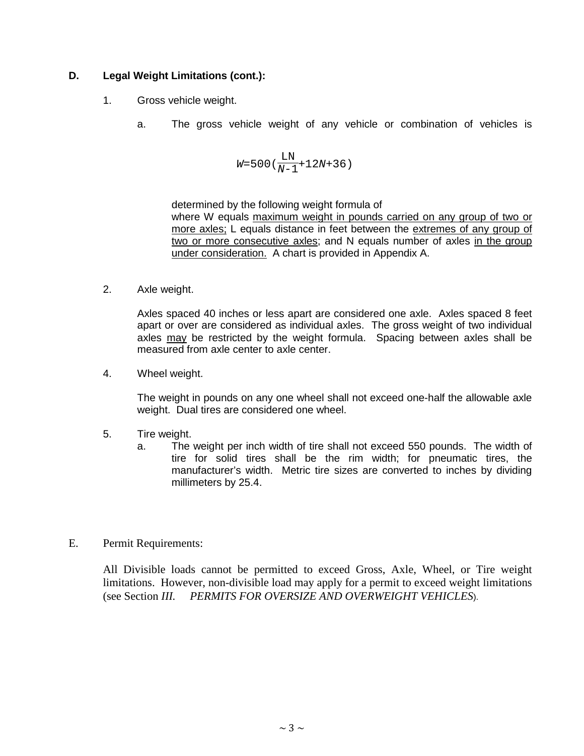**D. Legal Weight Limitations (cont.):**

1. Gross vehicle weight.

   a. The gross vehicle weight of any vehicle or combination of vehicles is

$$W=500\left(\frac{LN}{N-1}+12N+36\right)$$

   determined by the following weight formula of where W equals maximum weight in pounds carried on any group of two or more axles; L equals distance in feet between the extremes of any group of two or more consecutive axles; and N equals number of axles in the group under consideration. A chart is provided in Appendix A.

2. Axle weight.

   Axles spaced 40 inches or less apart are considered one axle. Axles spaced 8 feet apart or over are considered as individual axles. The gross weight of two individual axles may be restricted by the weight formula. Spacing between axles shall be measured from axle center to axle center.

4. Wheel weight.

   The weight in pounds on any one wheel shall not exceed one-half the allowable axle weight. Dual tires are considered one wheel.

5. Tire weight.

   a. The weight per inch width of tire shall not exceed 550 pounds. The width of tire for solid tires shall be the rim width; for pneumatic tires, the manufacturer's width. Metric tire sizes are converted to inches by dividing millimeters by 25.4.

E. Permit Requirements:

All Divisible loads cannot be permitted to exceed Gross, Axle, Wheel, or Tire weight limitations. However, non-divisible load may apply for a permit to exceed weight limitations (see Section *III. PERMITS FOR OVERSIZE AND OVERWEIGHT VEHICLES*).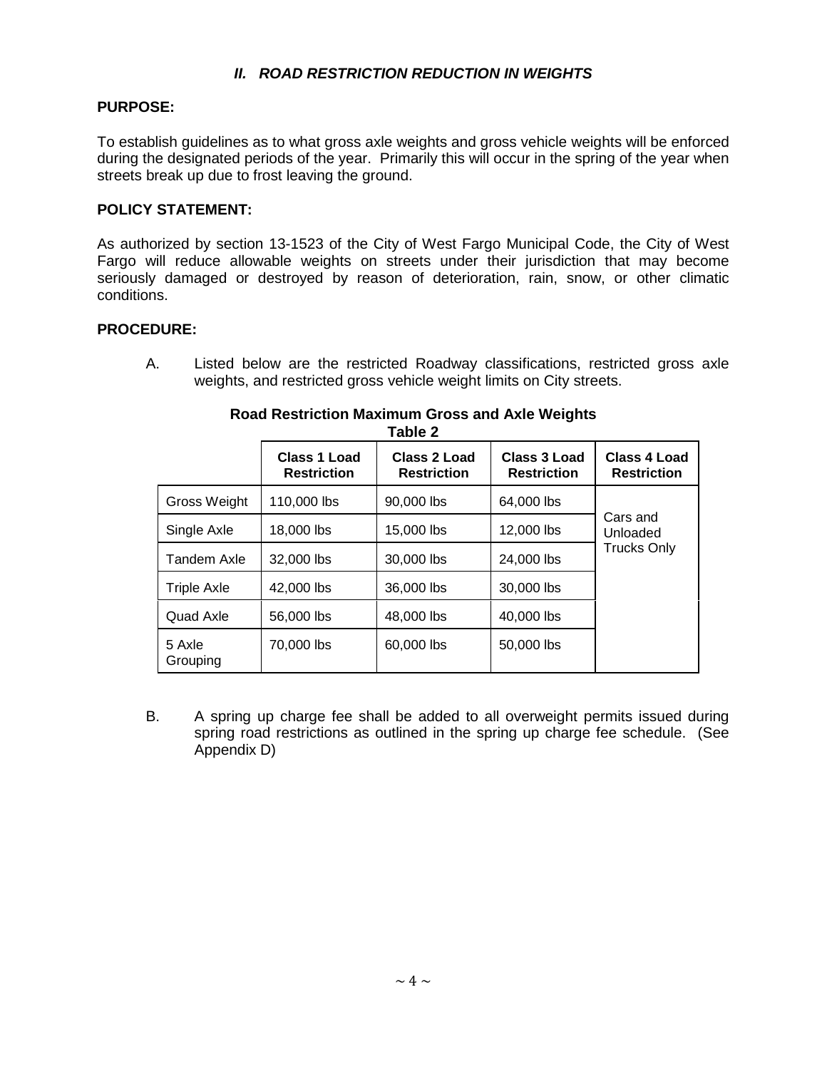## *II. ROAD RESTRICTION REDUCTION IN WEIGHTS*

**PURPOSE:**

To establish guidelines as to what gross axle weights and gross vehicle weights will be enforced during the designated periods of the year. Primarily this will occur in the spring of the year when streets break up due to frost leaving the ground.

**POLICY STATEMENT:**

As authorized by section 13-1523 of the City of West Fargo Municipal Code, the City of West Fargo will reduce allowable weights on streets under their jurisdiction that may become seriously damaged or destroyed by reason of deterioration, rain, snow, or other climatic conditions.

**PROCEDURE:**

A. Listed below are the restricted Roadway classifications, restricted gross axle weights, and restricted gross vehicle weight limits on City streets.

**Road Restriction Maximum Gross and Axle Weights**
**Table 2**

| | Class 1 Load Restriction | Class 2 Load Restriction | Class 3 Load Restriction | Class 4 Load Restriction |
|---|---|---|---|---|
| Gross Weight | 110,000 lbs | 90,000 lbs | 64,000 lbs | Cars and Unloaded Trucks Only |
| Single Axle | 18,000 lbs | 15,000 lbs | 12,000 lbs | |
| Tandem Axle | 32,000 lbs | 30,000 lbs | 24,000 lbs | |
| Triple Axle | 42,000 lbs | 36,000 lbs | 30,000 lbs | |
| Quad Axle | 56,000 lbs | 48,000 lbs | 40,000 lbs | |
| 5 Axle Grouping | 70,000 lbs | 60,000 lbs | 50,000 lbs | |

B. A spring up charge fee shall be added to all overweight permits issued during spring road restrictions as outlined in the spring up charge fee schedule. (See Appendix D)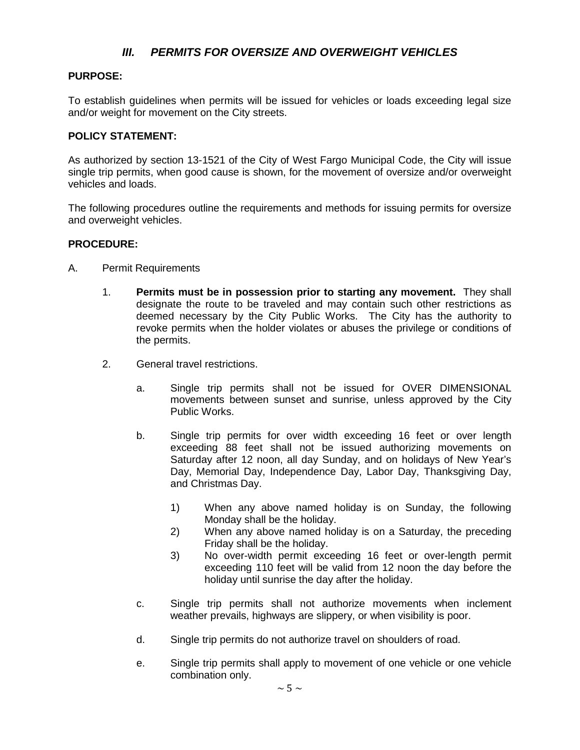## *III. PERMITS FOR OVERSIZE AND OVERWEIGHT VEHICLES*

**PURPOSE:**

To establish guidelines when permits will be issued for vehicles or loads exceeding legal size and/or weight for movement on the City streets.

**POLICY STATEMENT:**

As authorized by section 13-1521 of the City of West Fargo Municipal Code, the City will issue single trip permits, when good cause is shown, for the movement of oversize and/or overweight vehicles and loads.

The following procedures outline the requirements and methods for issuing permits for oversize and overweight vehicles.

**PROCEDURE:**

A. Permit Requirements

1. **Permits must be in possession prior to starting any movement.** They shall designate the route to be traveled and may contain such other restrictions as deemed necessary by the City Public Works. The City has the authority to revoke permits when the holder violates or abuses the privilege or conditions of the permits.

2. General travel restrictions.

   a. Single trip permits shall not be issued for OVER DIMENSIONAL movements between sunset and sunrise, unless approved by the City Public Works.

   b. Single trip permits for over width exceeding 16 feet or over length exceeding 88 feet shall not be issued authorizing movements on Saturday after 12 noon, all day Sunday, and on holidays of New Year's Day, Memorial Day, Independence Day, Labor Day, Thanksgiving Day, and Christmas Day.

      1) When any above named holiday is on Sunday, the following Monday shall be the holiday.
      2) When any above named holiday is on a Saturday, the preceding Friday shall be the holiday.
      3) No over-width permit exceeding 16 feet or over-length permit exceeding 110 feet will be valid from 12 noon the day before the holiday until sunrise the day after the holiday.

   c. Single trip permits shall not authorize movements when inclement weather prevails, highways are slippery, or when visibility is poor.

   d. Single trip permits do not authorize travel on shoulders of road.

   e. Single trip permits shall apply to movement of one vehicle or one vehicle combination only.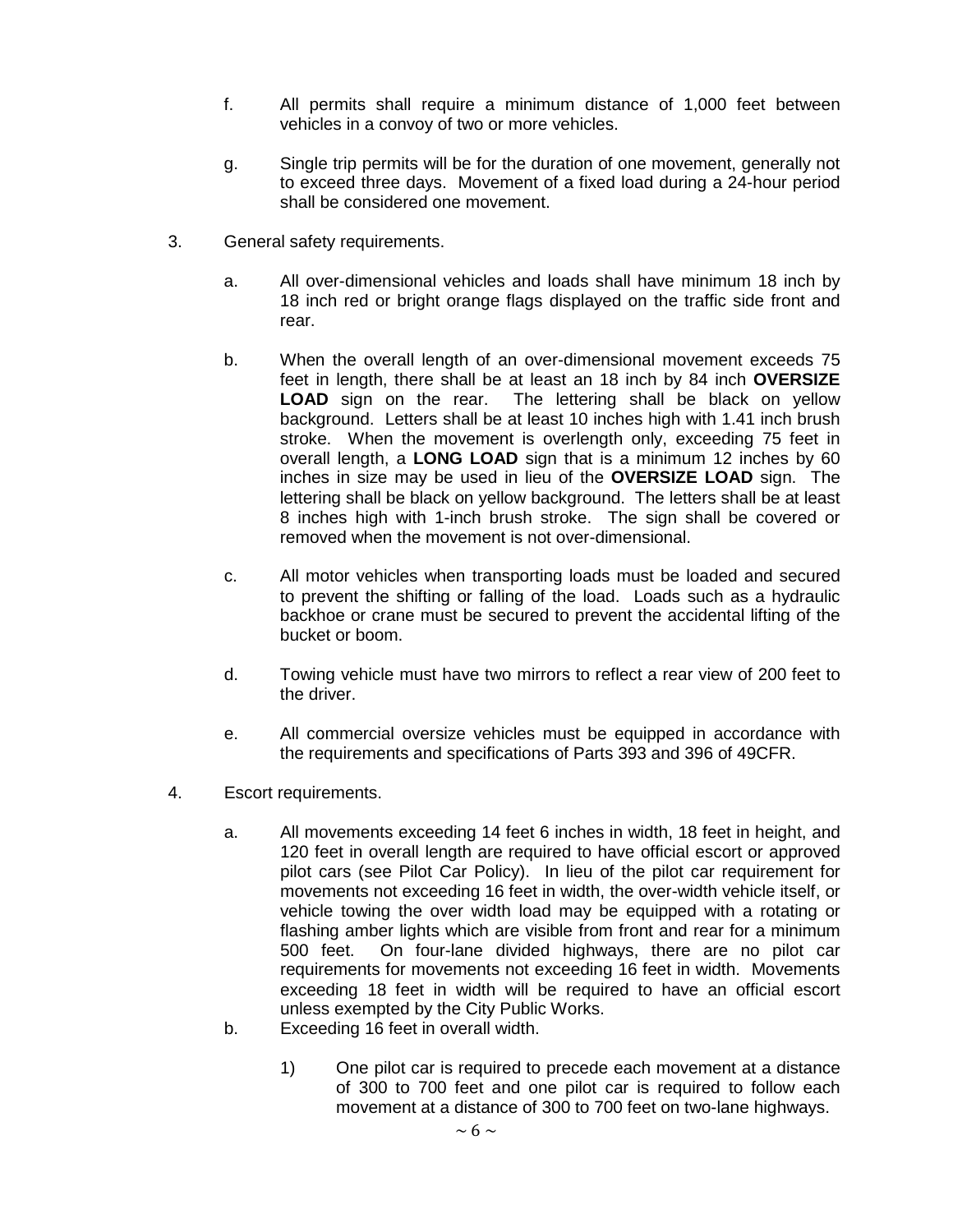f. All permits shall require a minimum distance of 1,000 feet between vehicles in a convoy of two or more vehicles.

g. Single trip permits will be for the duration of one movement, generally not to exceed three days. Movement of a fixed load during a 24-hour period shall be considered one movement.

3. General safety requirements.

   a. All over-dimensional vehicles and loads shall have minimum 18 inch by 18 inch red or bright orange flags displayed on the traffic side front and rear.

   b. When the overall length of an over-dimensional movement exceeds 75 feet in length, there shall be at least an 18 inch by 84 inch **OVERSIZE LOAD** sign on the rear. The lettering shall be black on yellow background. Letters shall be at least 10 inches high with 1.41 inch brush stroke. When the movement is overlength only, exceeding 75 feet in overall length, a **LONG LOAD** sign that is a minimum 12 inches by 60 inches in size may be used in lieu of the **OVERSIZE LOAD** sign. The lettering shall be black on yellow background. The letters shall be at least 8 inches high with 1-inch brush stroke. The sign shall be covered or removed when the movement is not over-dimensional.

   c. All motor vehicles when transporting loads must be loaded and secured to prevent the shifting or falling of the load. Loads such as a hydraulic backhoe or crane must be secured to prevent the accidental lifting of the bucket or boom.

   d. Towing vehicle must have two mirrors to reflect a rear view of 200 feet to the driver.

   e. All commercial oversize vehicles must be equipped in accordance with the requirements and specifications of Parts 393 and 396 of 49CFR.

4. Escort requirements.

   a. All movements exceeding 14 feet 6 inches in width, 18 feet in height, and 120 feet in overall length are required to have official escort or approved pilot cars (see Pilot Car Policy). In lieu of the pilot car requirement for movements not exceeding 16 feet in width, the over-width vehicle itself, or vehicle towing the over width load may be equipped with a rotating or flashing amber lights which are visible from front and rear for a minimum 500 feet. On four-lane divided highways, there are no pilot car requirements for movements not exceeding 16 feet in width. Movements exceeding 18 feet in width will be required to have an official escort unless exempted by the City Public Works.

   b. Exceeding 16 feet in overall width.

      1) One pilot car is required to precede each movement at a distance of 300 to 700 feet and one pilot car is required to follow each movement at a distance of 300 to 700 feet on two-lane highways.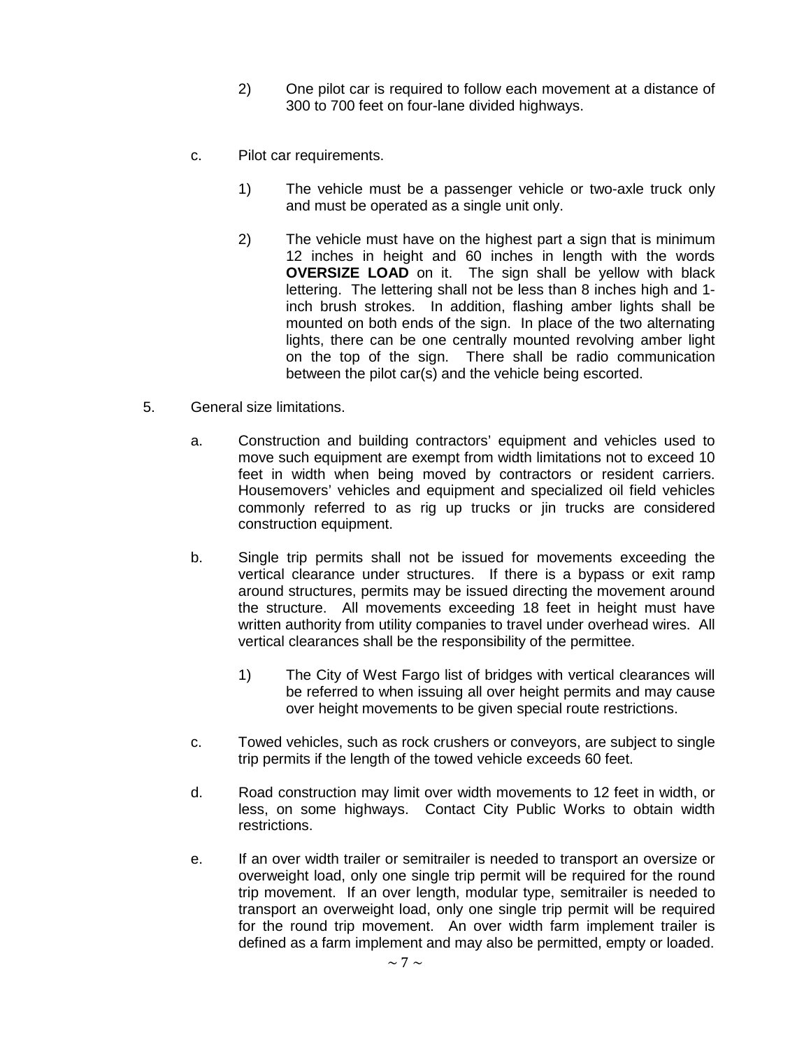2) One pilot car is required to follow each movement at a distance of 300 to 700 feet on four-lane divided highways.

c. Pilot car requirements.

1) The vehicle must be a passenger vehicle or two-axle truck only and must be operated as a single unit only.

2) The vehicle must have on the highest part a sign that is minimum 12 inches in height and 60 inches in length with the words **OVERSIZE LOAD** on it. The sign shall be yellow with black lettering. The lettering shall not be less than 8 inches high and 1-inch brush strokes. In addition, flashing amber lights shall be mounted on both ends of the sign. In place of the two alternating lights, there can be one centrally mounted revolving amber light on the top of the sign. There shall be radio communication between the pilot car(s) and the vehicle being escorted.

5. General size limitations.

a. Construction and building contractors' equipment and vehicles used to move such equipment are exempt from width limitations not to exceed 10 feet in width when being moved by contractors or resident carriers. Housemovers' vehicles and equipment and specialized oil field vehicles commonly referred to as rig up trucks or jin trucks are considered construction equipment.

b. Single trip permits shall not be issued for movements exceeding the vertical clearance under structures. If there is a bypass or exit ramp around structures, permits may be issued directing the movement around the structure. All movements exceeding 18 feet in height must have written authority from utility companies to travel under overhead wires. All vertical clearances shall be the responsibility of the permittee.

1) The City of West Fargo list of bridges with vertical clearances will be referred to when issuing all over height permits and may cause over height movements to be given special route restrictions.

c. Towed vehicles, such as rock crushers or conveyors, are subject to single trip permits if the length of the towed vehicle exceeds 60 feet.

d. Road construction may limit over width movements to 12 feet in width, or less, on some highways. Contact City Public Works to obtain width restrictions.

e. If an over width trailer or semitrailer is needed to transport an oversize or overweight load, only one single trip permit will be required for the round trip movement. If an over length, modular type, semitrailer is needed to transport an overweight load, only one single trip permit will be required for the round trip movement. An over width farm implement trailer is defined as a farm implement and may also be permitted, empty or loaded.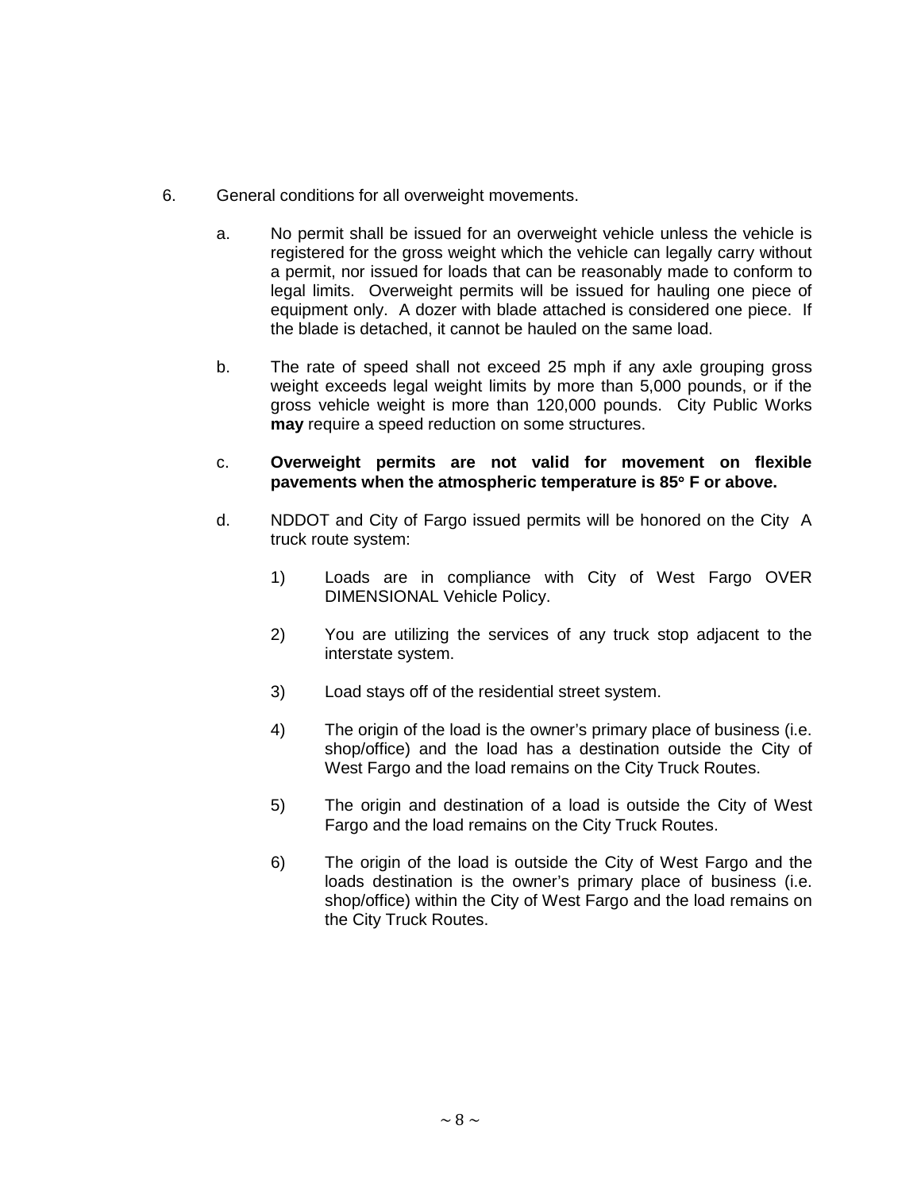6. General conditions for all overweight movements.

   a. No permit shall be issued for an overweight vehicle unless the vehicle is registered for the gross weight which the vehicle can legally carry without a permit, nor issued for loads that can be reasonably made to conform to legal limits. Overweight permits will be issued for hauling one piece of equipment only. A dozer with blade attached is considered one piece. If the blade is detached, it cannot be hauled on the same load.

   b. The rate of speed shall not exceed 25 mph if any axle grouping gross weight exceeds legal weight limits by more than 5,000 pounds, or if the gross vehicle weight is more than 120,000 pounds. City Public Works **may** require a speed reduction on some structures.

   c. **Overweight permits are not valid for movement on flexible pavements when the atmospheric temperature is 85° F or above.**

   d. NDDOT and City of Fargo issued permits will be honored on the City A truck route system:

      1) Loads are in compliance with City of West Fargo OVER DIMENSIONAL Vehicle Policy.

      2) You are utilizing the services of any truck stop adjacent to the interstate system.

      3) Load stays off of the residential street system.

      4) The origin of the load is the owner's primary place of business (i.e. shop/office) and the load has a destination outside the City of West Fargo and the load remains on the City Truck Routes.

      5) The origin and destination of a load is outside the City of West Fargo and the load remains on the City Truck Routes.

      6) The origin of the load is outside the City of West Fargo and the loads destination is the owner's primary place of business (i.e. shop/office) within the City of West Fargo and the load remains on the City Truck Routes.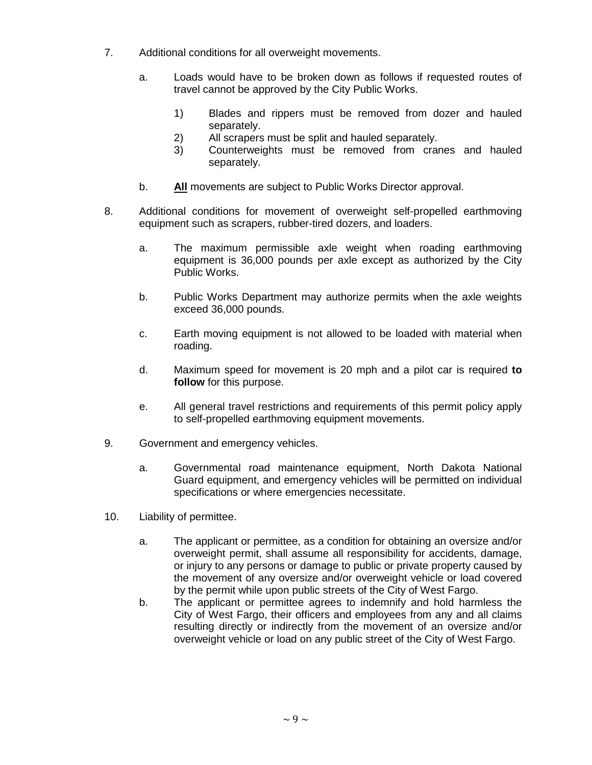7. Additional conditions for all overweight movements.

   a. Loads would have to be broken down as follows if requested routes of travel cannot be approved by the City Public Works.

      1) Blades and rippers must be removed from dozer and hauled separately.
      2) All scrapers must be split and hauled separately.
      3) Counterweights must be removed from cranes and hauled separately.

   b. **<u>All</u>** movements are subject to Public Works Director approval.

8. Additional conditions for movement of overweight self-propelled earthmoving equipment such as scrapers, rubber-tired dozers, and loaders.

   a. The maximum permissible axle weight when roading earthmoving equipment is 36,000 pounds per axle except as authorized by the City Public Works.

   b. Public Works Department may authorize permits when the axle weights exceed 36,000 pounds.

   c. Earth moving equipment is not allowed to be loaded with material when roading.

   d. Maximum speed for movement is 20 mph and a pilot car is required **to follow** for this purpose.

   e. All general travel restrictions and requirements of this permit policy apply to self-propelled earthmoving equipment movements.

9. Government and emergency vehicles.

   a. Governmental road maintenance equipment, North Dakota National Guard equipment, and emergency vehicles will be permitted on individual specifications or where emergencies necessitate.

10. Liability of permittee.

    a. The applicant or permittee, as a condition for obtaining an oversize and/or overweight permit, shall assume all responsibility for accidents, damage, or injury to any persons or damage to public or private property caused by the movement of any oversize and/or overweight vehicle or load covered by the permit while upon public streets of the City of West Fargo.
    b. The applicant or permittee agrees to indemnify and hold harmless the City of West Fargo, their officers and employees from any and all claims resulting directly or indirectly from the movement of an oversize and/or overweight vehicle or load on any public street of the City of West Fargo.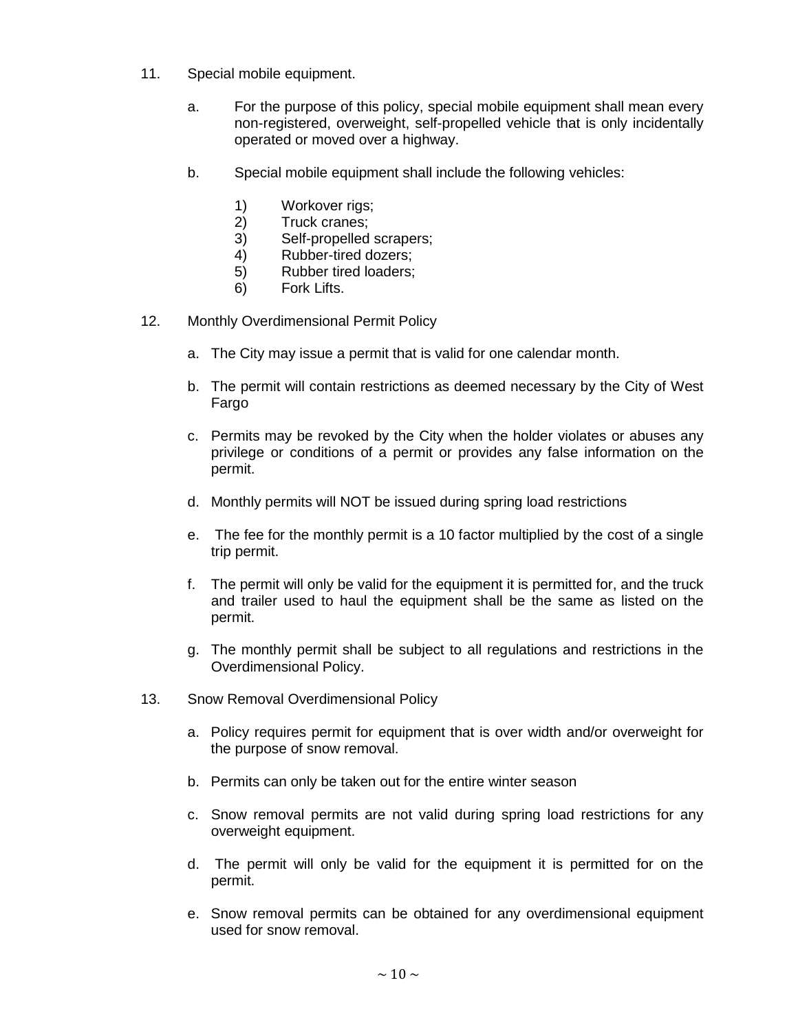11. Special mobile equipment.

    a. For the purpose of this policy, special mobile equipment shall mean every non-registered, overweight, self-propelled vehicle that is only incidentally operated or moved over a highway.

    b. Special mobile equipment shall include the following vehicles:

        1) Workover rigs;
        2) Truck cranes;
        3) Self-propelled scrapers;
        4) Rubber-tired dozers;
        5) Rubber tired loaders;
        6) Fork Lifts.

12. Monthly Overdimensional Permit Policy

    a. The City may issue a permit that is valid for one calendar month.

    b. The permit will contain restrictions as deemed necessary by the City of West Fargo

    c. Permits may be revoked by the City when the holder violates or abuses any privilege or conditions of a permit or provides any false information on the permit.

    d. Monthly permits will NOT be issued during spring load restrictions

    e. The fee for the monthly permit is a 10 factor multiplied by the cost of a single trip permit.

    f. The permit will only be valid for the equipment it is permitted for, and the truck and trailer used to haul the equipment shall be the same as listed on the permit.

    g. The monthly permit shall be subject to all regulations and restrictions in the Overdimensional Policy.

13. Snow Removal Overdimensional Policy

    a. Policy requires permit for equipment that is over width and/or overweight for the purpose of snow removal.

    b. Permits can only be taken out for the entire winter season

    c. Snow removal permits are not valid during spring load restrictions for any overweight equipment.

    d. The permit will only be valid for the equipment it is permitted for on the permit.

    e. Snow removal permits can be obtained for any overdimensional equipment used for snow removal.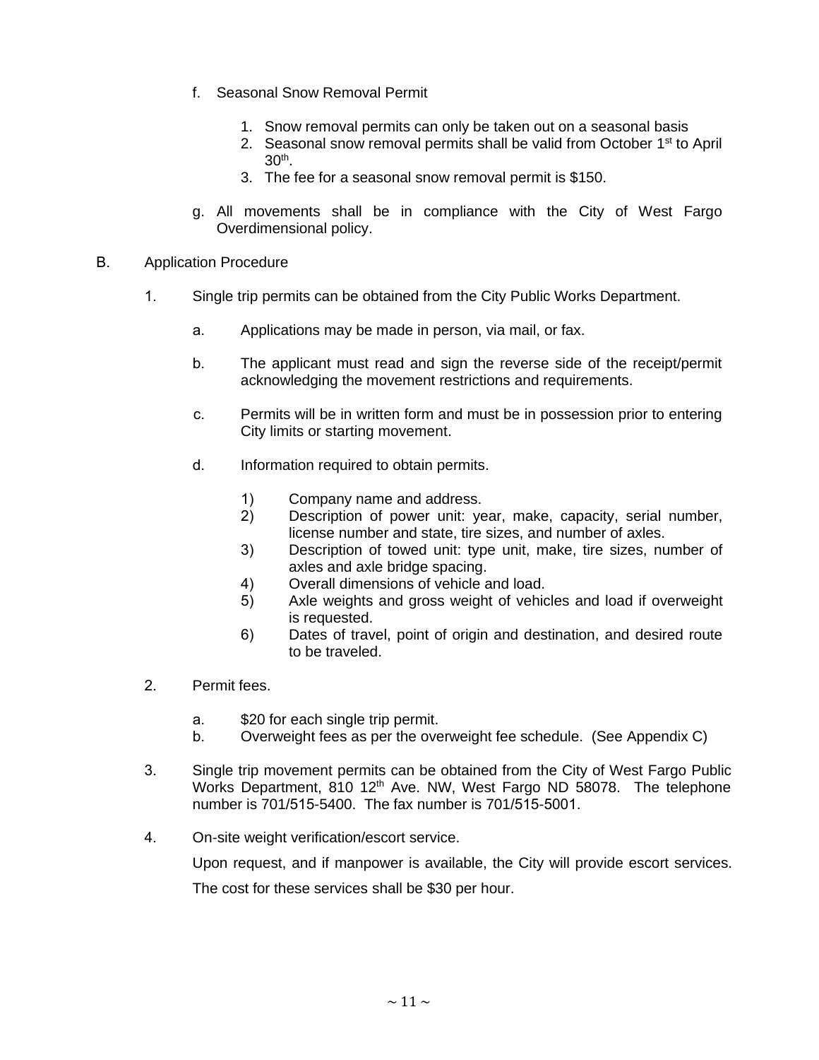f. Seasonal Snow Removal Permit

    1. Snow removal permits can only be taken out on a seasonal basis
    2. Seasonal snow removal permits shall be valid from October 1st to April 30th.
    3. The fee for a seasonal snow removal permit is $150.

g. All movements shall be in compliance with the City of West Fargo Overdimensional policy.

B. Application Procedure

1. Single trip permits can be obtained from the City Public Works Department.

    a. Applications may be made in person, via mail, or fax.

    b. The applicant must read and sign the reverse side of the receipt/permit acknowledging the movement restrictions and requirements.

    c. Permits will be in written form and must be in possession prior to entering City limits or starting movement.

    d. Information required to obtain permits.

        1) Company name and address.
        2) Description of power unit: year, make, capacity, serial number, license number and state, tire sizes, and number of axles.
        3) Description of towed unit: type unit, make, tire sizes, number of axles and axle bridge spacing.
        4) Overall dimensions of vehicle and load.
        5) Axle weights and gross weight of vehicles and load if overweight is requested.
        6) Dates of travel, point of origin and destination, and desired route to be traveled.

2. Permit fees.

    a. $20 for each single trip permit.
    b. Overweight fees as per the overweight fee schedule. (See Appendix C)

3. Single trip movement permits can be obtained from the City of West Fargo Public Works Department, 810 12th Ave. NW, West Fargo ND 58078. The telephone number is 701/515-5400. The fax number is 701/515-5001.

4. On-site weight verification/escort service.

    Upon request, and if manpower is available, the City will provide escort services.

    The cost for these services shall be $30 per hour.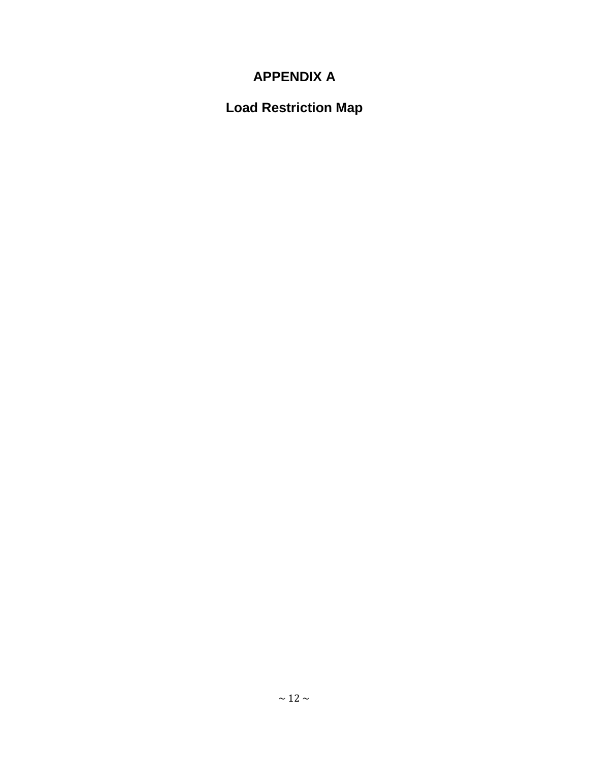# APPENDIX A

## Load Restriction Map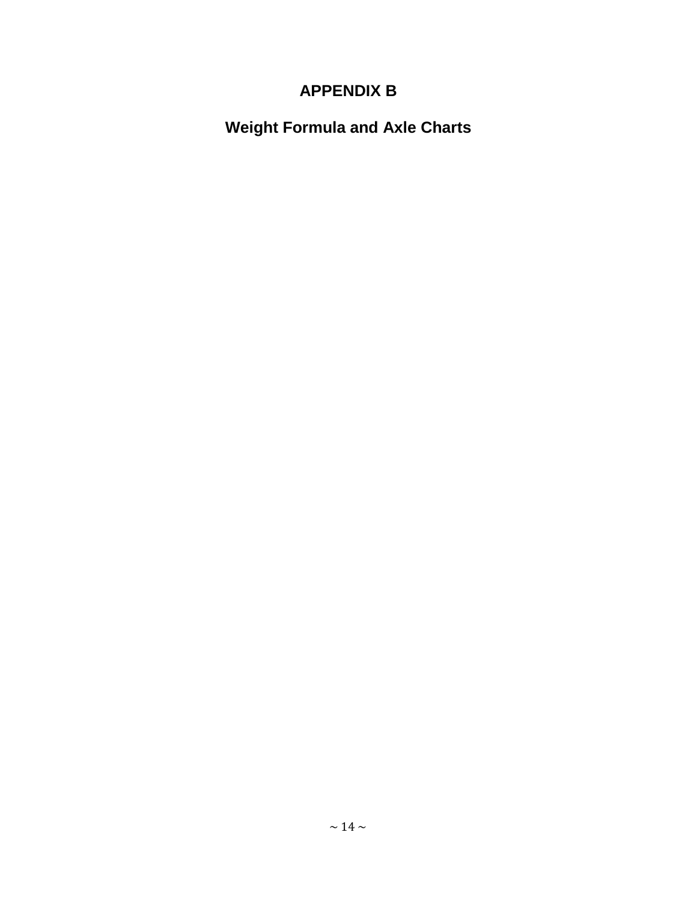# APPENDIX B

## Weight Formula and Axle Charts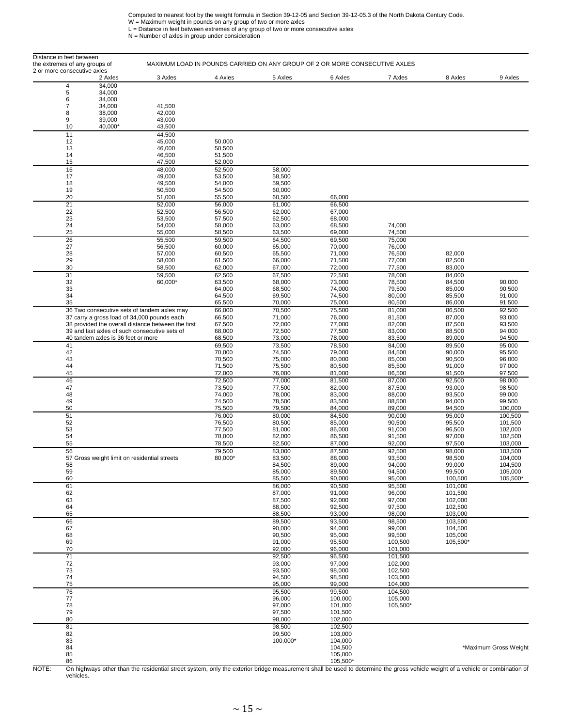Computed to nearest foot by the weight formula in Section 39-12-05 and Section 39-12-05.3 of the North Dakota Century Code.
W = Maximum weight in pounds on any group of two or more axles
L = Distance in feet between extremes of any group of two or more consecutive axles
N = Number of axles in group under consideration

| Distance in feet between the extremes of any groups of 2 or more consecutive axles | MAXIMUM LOAD IN POUNDS CARRIED ON ANY GROUP OF 2 OR MORE CONSECUTIVE AXLES | | | | | | | |
|---|---|---|---|---|---|---|---|---|
| | 2 Axles | 3 Axles | 4 Axles | 5 Axles | 6 Axles | 7 Axles | 8 Axles | 9 Axles |
| 4 | 34,000 | | | | | | | |
| 5 | 34,000 | | | | | | | |
| 6 | 34,000 | | | | | | | |
| 7 | 34,000 | 41,500 | | | | | | |
| 8 | 38,000 | 42,000 | | | | | | |
| 9 | 39,000 | 43,000 | | | | | | |
| 10 | 40,000* | 43,500 | | | | | | |
| 11 | | 44,500 | | | | | | |
| 12 | | 45,000 | 50,000 | | | | | |
| 13 | | 46,000 | 50,500 | | | | | |
| 14 | | 46,500 | 51,500 | | | | | |
| 15 | | 47,500 | 52,000 | | | | | |
| 16 | | 48,000 | 52,500 | 58,000 | | | | |
| 17 | | 49,000 | 53,500 | 58,500 | | | | |
| 18 | | 49,500 | 54,000 | 59,500 | | | | |
| 19 | | 50,500 | 54,500 | 60,000 | | | | |
| 20 | | 51,000 | 55,500 | 60,500 | 66,000 | | | |
| 21 | | 52,000 | 56,000 | 61,000 | 66,500 | | | |
| 22 | | 52,500 | 56,500 | 62,000 | 67,000 | | | |
| 23 | | 53,500 | 57,500 | 62,500 | 68,000 | | | |
| 24 | | 54,000 | 58,000 | 63,000 | 68,500 | 74,000 | | |
| 25 | | 55,000 | 58,500 | 63,500 | 69,000 | 74,500 | | |
| 26 | | 55,500 | 59,500 | 64,500 | 69,500 | 75,000 | | |
| 27 | | 56,500 | 60,000 | 65,000 | 70,000 | 76,000 | | |
| 28 | | 57,000 | 60,500 | 65,500 | 71,000 | 76,500 | 82,000 | |
| 29 | | 58,000 | 61,500 | 66,000 | 71,500 | 77,000 | 82,500 | |
| 30 | | 58,500 | 62,000 | 67,000 | 72,000 | 77,500 | 83,000 | |
| 31 | | 59,500 | 62,500 | 67,500 | 72,500 | 78,000 | 84,000 | |
| 32 | | 60,000* | 63,500 | 68,000 | 73,000 | 78,500 | 84,500 | 90,000 |
| 33 | | | 64,000 | 68,500 | 74,000 | 79,500 | 85,000 | 90,500 |
| 34 | | | 64,500 | 69,500 | 74,500 | 80,000 | 85,500 | 91,000 |
| 35 | | | 65,500 | 70,000 | 75,000 | 80,500 | 86,000 | 91,500 |
| 36 | Two consecutive sets of tandem axles may | | 66,000 | 70,500 | 75,500 | 81,000 | 86,500 | 92,500 |
| 37 | carry a gross load of 34,000 pounds each | | 66,500 | 71,000 | 76,000 | 81,500 | 87,000 | 93,000 |
| 38 | provided the overall distance between the first | | 67,500 | 72,000 | 77,000 | 82,000 | 87,500 | 93,500 |
| 39 | and last axles of such consecutive sets of | | 68,000 | 72,500 | 77,500 | 83,000 | 88,500 | 94,000 |
| 40 | tandem axles is 36 feet or more | | 68,500 | 73,000 | 78,000 | 83,500 | 89,000 | 94,500 |
| 41 | | | 69,500 | 73,500 | 78,500 | 84,000 | 89,500 | 95,000 |
| 42 | | | 70,000 | 74,500 | 79,000 | 84,500 | 90,000 | 95,500 |
| 43 | | | 70,500 | 75,000 | 80,000 | 85,000 | 90,500 | 96,000 |
| 44 | | | 71,500 | 75,500 | 80,500 | 85,500 | 91,000 | 97,000 |
| 45 | | | 72,000 | 76,000 | 81,000 | 86,500 | 91,500 | 97,500 |
| 46 | | | 72,500 | 77,000 | 81,500 | 87,000 | 92,500 | 98,000 |
| 47 | | | 73,500 | 77,500 | 82,000 | 87,500 | 93,000 | 98,500 |
| 48 | | | 74,000 | 78,000 | 83,000 | 88,000 | 93,500 | 99,000 |
| 49 | | | 74,500 | 78,500 | 83,500 | 88,500 | 94,000 | 99,500 |
| 50 | | | 75,500 | 79,500 | 84,000 | 89,000 | 94,500 | 100,000 |
| 51 | | | 76,000 | 80,000 | 84,500 | 90,000 | 95,000 | 100,500 |
| 52 | | | 76,500 | 80,500 | 85,000 | 90,500 | 95,500 | 101,500 |
| 53 | | | 77,500 | 81,000 | 86,000 | 91,000 | 96,500 | 102,000 |
| 54 | | | 78,000 | 82,000 | 86,500 | 91,500 | 97,000 | 102,500 |
| 55 | | | 78,500 | 82,500 | 87,000 | 92,000 | 97,500 | 103,000 |
| 56 | | | 79,500 | 83,000 | 87,500 | 92,500 | 98,000 | 103,500 |
| 57 | Gross weight limit on residential streets | | 80,000* | 83,500 | 88,000 | 93,500 | 98,500 | 104,000 |
| 58 | | | | 84,500 | 89,000 | 94,000 | 99,000 | 104,500 |
| 59 | | | | 85,000 | 89,500 | 94,500 | 99,500 | 105,000 |
| 60 | | | | 85,500 | 90,000 | 95,000 | 100,500 | 105,500* |
| 61 | | | | 86,000 | 90,500 | 95,500 | 101,000 | |
| 62 | | | | 87,000 | 91,000 | 96,000 | 101,500 | |
| 63 | | | | 87,500 | 92,000 | 97,000 | 102,000 | |
| 64 | | | | 88,000 | 92,500 | 97,500 | 102,500 | |
| 65 | | | | 88,500 | 93,000 | 98,000 | 103,000 | |
| 66 | | | | 89,500 | 93,500 | 98,500 | 103,500 | |
| 67 | | | | 90,000 | 94,000 | 99,000 | 104,500 | |
| 68 | | | | 90,500 | 95,000 | 99,500 | 105,000 | |
| 69 | | | | 91,000 | 95,500 | 100,500 | 105,500* | |
| 70 | | | | 92,000 | 96,000 | 101,000 | | |
| 71 | | | | 92,500 | 96,500 | 101,500 | | |
| 72 | | | | 93,000 | 97,000 | 102,000 | | |
| 73 | | | | 93,500 | 98,000 | 102,500 | | |
| 74 | | | | 94,500 | 98,500 | 103,000 | | |
| 75 | | | | 95,000 | 99,000 | 104,000 | | |
| 76 | | | | 95,500 | 99,500 | 104,500 | | |
| 77 | | | | 96,000 | 100,000 | 105,000 | | |
| 78 | | | | 97,000 | 101,000 | 105,500* | | |
| 79 | | | | 97,500 | 101,500 | | | |
| 80 | | | | 98,000 | 102,000 | | | |
| 81 | | | | 98,500 | 102,500 | | | |
| 82 | | | | 99,500 | 103,000 | | | |
| 83 | | | | 100,000* | 104,000 | | | |
| 84 | | | | | 104,500 | | | |
| 85 | | | | | 105,000 | | | |
| 86 | | | | | 105,500* | | | |

*Maximum Gross Weight

NOTE: On highways other than the residential street system, only the exterior bridge measurement shall be used to determine the gross vehicle weight of a vehicle or combination of vehicles.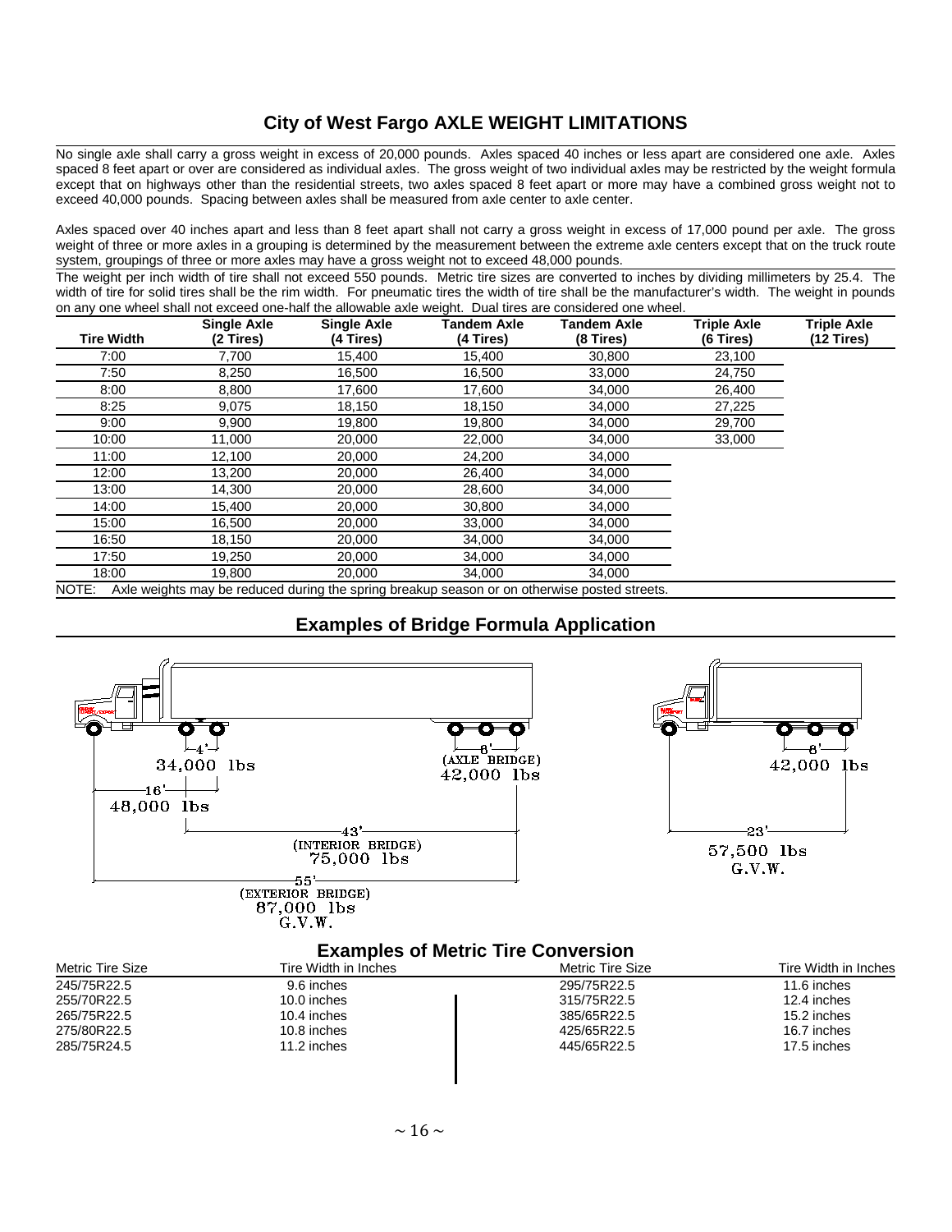## City of West Fargo AXLE WEIGHT LIMITATIONS

No single axle shall carry a gross weight in excess of 20,000 pounds. Axles spaced 40 inches or less apart are considered one axle. Axles spaced 8 feet apart or over are considered as individual axles. The gross weight of two individual axles may be restricted by the weight formula except that on highways other than the residential streets, two axles spaced 8 feet apart or more may have a combined gross weight not to exceed 40,000 pounds. Spacing between axles shall be measured from axle center to axle center.

Axles spaced over 40 inches apart and less than 8 feet apart shall not carry a gross weight in excess of 17,000 pound per axle. The gross weight of three or more axles in a grouping is determined by the measurement between the extreme axle centers except that on the truck route system, groupings of three or more axles may have a gross weight not to exceed 48,000 pounds.

The weight per inch width of tire shall not exceed 550 pounds. Metric tire sizes are converted to inches by dividing millimeters by 25.4. The width of tire for solid tires shall be the rim width. For pneumatic tires the width of tire shall be the manufacturer's width. The weight in pounds on any one wheel shall not exceed one-half the allowable axle weight. Dual tires are considered one wheel.

| Tire Width | Single Axle (2 Tires) | Single Axle (4 Tires) | Tandem Axle (4 Tires) | Tandem Axle (8 Tires) | Triple Axle (6 Tires) | Triple Axle (12 Tires) |
|---|---|---|---|---|---|---|
| 7:00 | 7,700 | 15,400 | 15,400 | 30,800 | 23,100 | |
| 7:50 | 8,250 | 16,500 | 16,500 | 33,000 | 24,750 | |
| 8:00 | 8,800 | 17,600 | 17,600 | 34,000 | 26,400 | |
| 8:25 | 9,075 | 18,150 | 18,150 | 34,000 | 27,225 | |
| 9:00 | 9,900 | 19,800 | 19,800 | 34,000 | 29,700 | |
| 10:00 | 11,000 | 20,000 | 22,000 | 34,000 | 33,000 | |
| 11:00 | 12,100 | 20,000 | 24,200 | 34,000 | | |
| 12:00 | 13,200 | 20,000 | 26,400 | 34,000 | | |
| 13:00 | 14,300 | 20,000 | 28,600 | 34,000 | | |
| 14:00 | 15,400 | 20,000 | 30,800 | 34,000 | | |
| 15:00 | 16,500 | 20,000 | 33,000 | 34,000 | | |
| 16:50 | 18,150 | 20,000 | 34,000 | 34,000 | | |
| 17:50 | 19,250 | 20,000 | 34,000 | 34,000 | | |
| 18:00 | 19,800 | 20,000 | 34,000 | 34,000 | | |

NOTE: Axle weights may be reduced during the spring breakup season or on otherwise posted streets.

## Examples of Bridge Formula Application

4' — 34,000 lbs
16' — 48,000 lbs
8' (AXLE BRIDGE) — 42,000 lbs
43' (INTERIOR BRIDGE) — 75,000 lbs
55' (EXTERIOR BRIDGE) — 87,000 lbs G.V.W.

8' — 42,000 lbs
23' — 57,500 lbs G.V.W.

## Examples of Metric Tire Conversion

| Metric Tire Size | Tire Width in Inches | Metric Tire Size | Tire Width in Inches |
|---|---|---|---|
| 245/75R22.5 | 9.6 inches | 295/75R22.5 | 11.6 inches |
| 255/70R22.5 | 10.0 inches | 315/75R22.5 | 12.4 inches |
| 265/75R22.5 | 10.4 inches | 385/65R22.5 | 15.2 inches |
| 275/80R22.5 | 10.8 inches | 425/65R22.5 | 16.7 inches |
| 285/75R24.5 | 11.2 inches | 445/65R22.5 | 17.5 inches |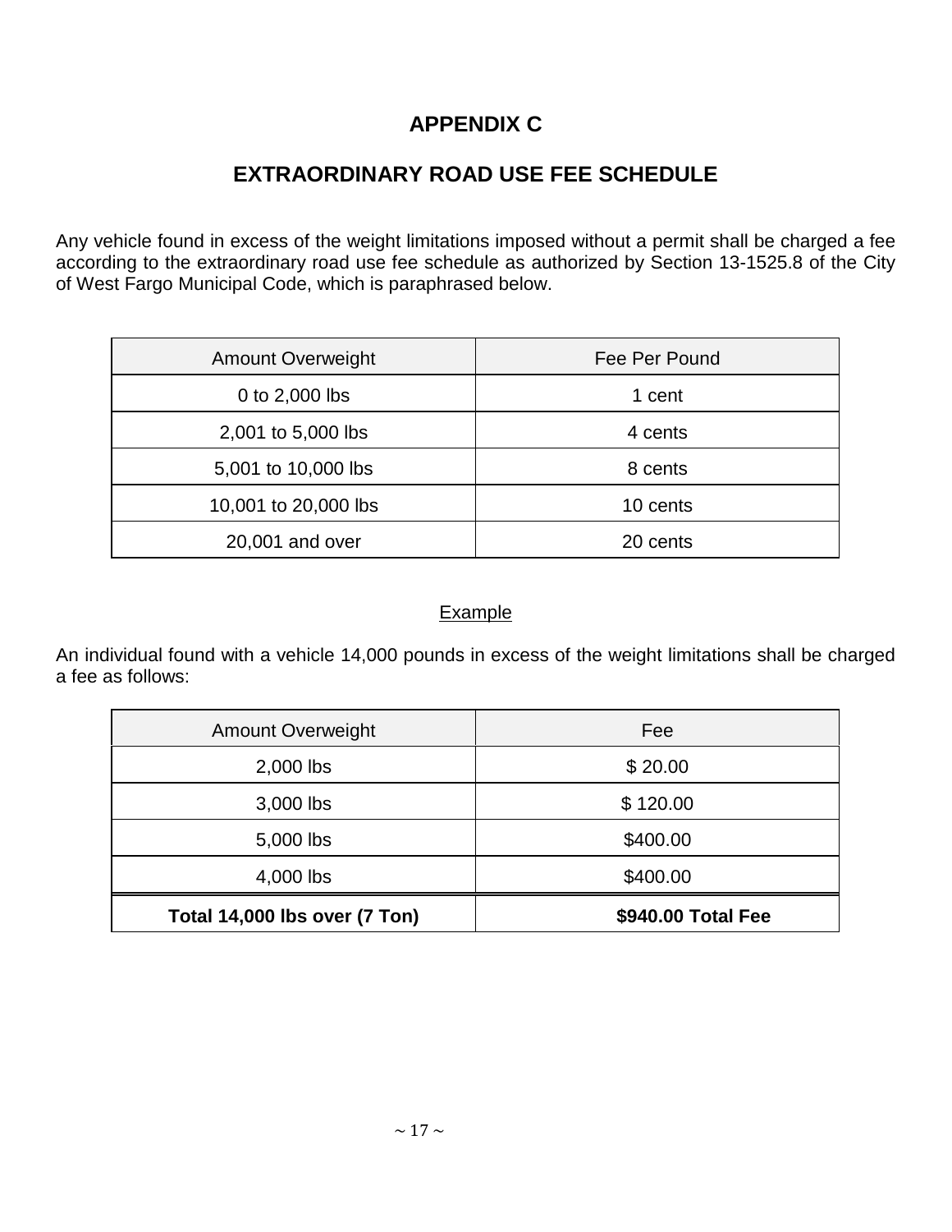# APPENDIX C

## EXTRAORDINARY ROAD USE FEE SCHEDULE

Any vehicle found in excess of the weight limitations imposed without a permit shall be charged a fee according to the extraordinary road use fee schedule as authorized by Section 13-1525.8 of the City of West Fargo Municipal Code, which is paraphrased below.

| Amount Overweight | Fee Per Pound |
|---|---|
| 0 to 2,000 lbs | 1 cent |
| 2,001 to 5,000 lbs | 4 cents |
| 5,001 to 10,000 lbs | 8 cents |
| 10,001 to 20,000 lbs | 10 cents |
| 20,001 and over | 20 cents |

<u>Example</u>

An individual found with a vehicle 14,000 pounds in excess of the weight limitations shall be charged a fee as follows:

| Amount Overweight | Fee |
|---|---|
| 2,000 lbs | $ 20.00 |
| 3,000 lbs | $ 120.00 |
| 5,000 lbs | $400.00 |
| 4,000 lbs | $400.00 |
| **Total 14,000 lbs over (7 Ton)** | **$940.00 Total Fee** |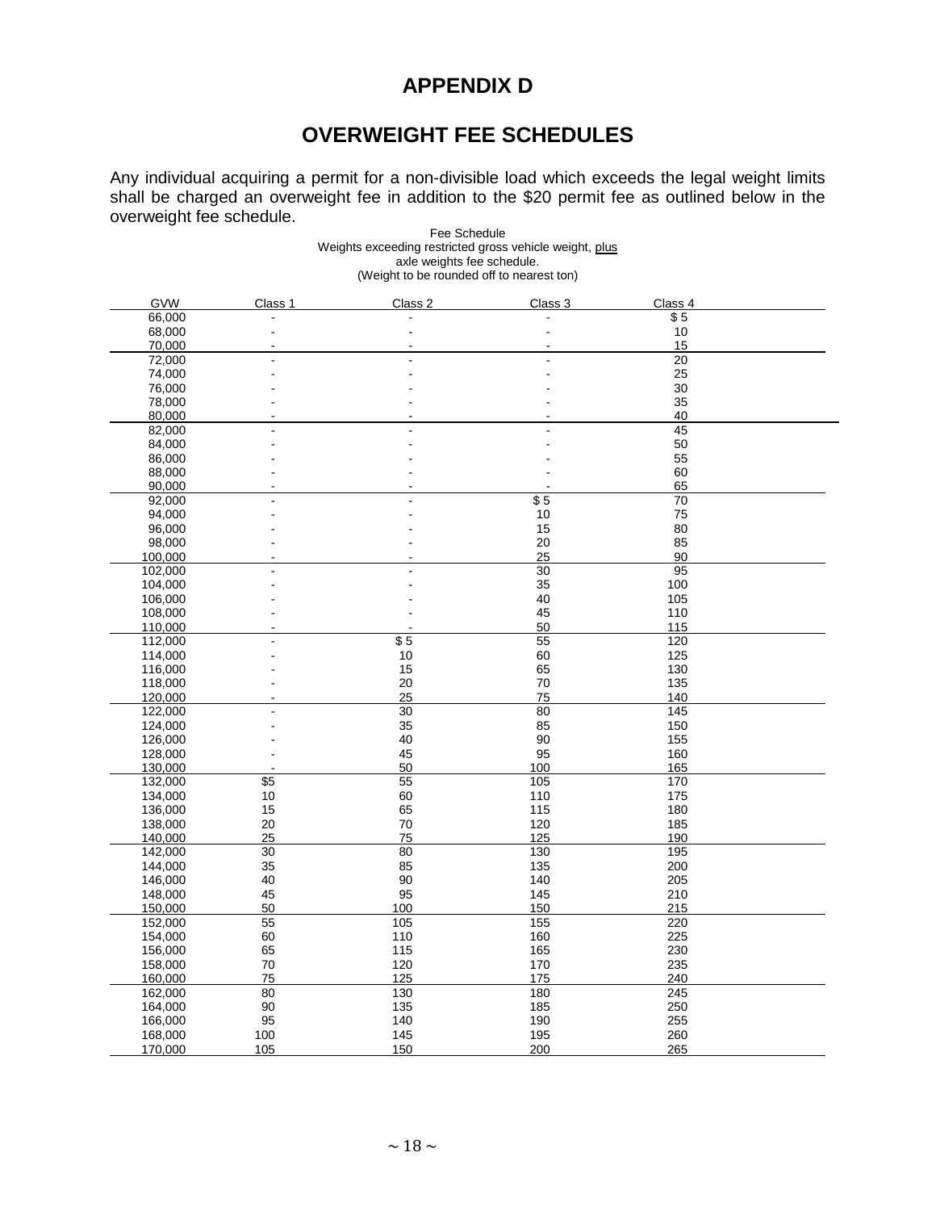# APPENDIX D

# OVERWEIGHT FEE SCHEDULES

Any individual acquiring a permit for a non-divisible load which exceeds the legal weight limits shall be charged an overweight fee in addition to the $20 permit fee as outlined below in the overweight fee schedule.

Fee Schedule
Weights exceeding restricted gross vehicle weight, plus axle weights fee schedule.
(Weight to be rounded off to nearest ton)

| GVW | Class 1 | Class 2 | Class 3 | Class 4 |
|---|---|---|---|---|
| 66,000 | - | - | - | $ 5 |
| 68,000 | - | - | - | 10 |
| 70,000 | - | - | - | 15 |
| 72,000 | - | - | - | 20 |
| 74,000 | - | - | - | 25 |
| 76,000 | - | - | - | 30 |
| 78,000 | - | - | - | 35 |
| 80,000 | - | - | - | 40 |
| 82,000 | - | - | - | 45 |
| 84,000 | - | - | - | 50 |
| 86,000 | - | - | - | 55 |
| 88,000 | - | - | - | 60 |
| 90,000 | - | - | - | 65 |
| 92,000 | - | - | $ 5 | 70 |
| 94,000 | - | - | 10 | 75 |
| 96,000 | - | - | 15 | 80 |
| 98,000 | - | - | 20 | 85 |
| 100,000 | - | - | 25 | 90 |
| 102,000 | - | - | 30 | 95 |
| 104,000 | - | - | 35 | 100 |
| 106,000 | - | - | 40 | 105 |
| 108,000 | - | - | 45 | 110 |
| 110,000 | - | - | 50 | 115 |
| 112,000 | - | $ 5 | 55 | 120 |
| 114,000 | - | 10 | 60 | 125 |
| 116,000 | - | 15 | 65 | 130 |
| 118,000 | - | 20 | 70 | 135 |
| 120,000 | - | 25 | 75 | 140 |
| 122,000 | - | 30 | 80 | 145 |
| 124,000 | - | 35 | 85 | 150 |
| 126,000 | - | 40 | 90 | 155 |
| 128,000 | - | 45 | 95 | 160 |
| 130,000 | - | 50 | 100 | 165 |
| 132,000 | $5 | 55 | 105 | 170 |
| 134,000 | 10 | 60 | 110 | 175 |
| 136,000 | 15 | 65 | 115 | 180 |
| 138,000 | 20 | 70 | 120 | 185 |
| 140,000 | 25 | 75 | 125 | 190 |
| 142,000 | 30 | 80 | 130 | 195 |
| 144,000 | 35 | 85 | 135 | 200 |
| 146,000 | 40 | 90 | 140 | 205 |
| 148,000 | 45 | 95 | 145 | 210 |
| 150,000 | 50 | 100 | 150 | 215 |
| 152,000 | 55 | 105 | 155 | 220 |
| 154,000 | 60 | 110 | 160 | 225 |
| 156,000 | 65 | 115 | 165 | 230 |
| 158,000 | 70 | 120 | 170 | 235 |
| 160,000 | 75 | 125 | 175 | 240 |
| 162,000 | 80 | 130 | 180 | 245 |
| 164,000 | 90 | 135 | 185 | 250 |
| 166,000 | 95 | 140 | 190 | 255 |
| 168,000 | 100 | 145 | 195 | 260 |
| 170,000 | 105 | 150 | 200 | 265 |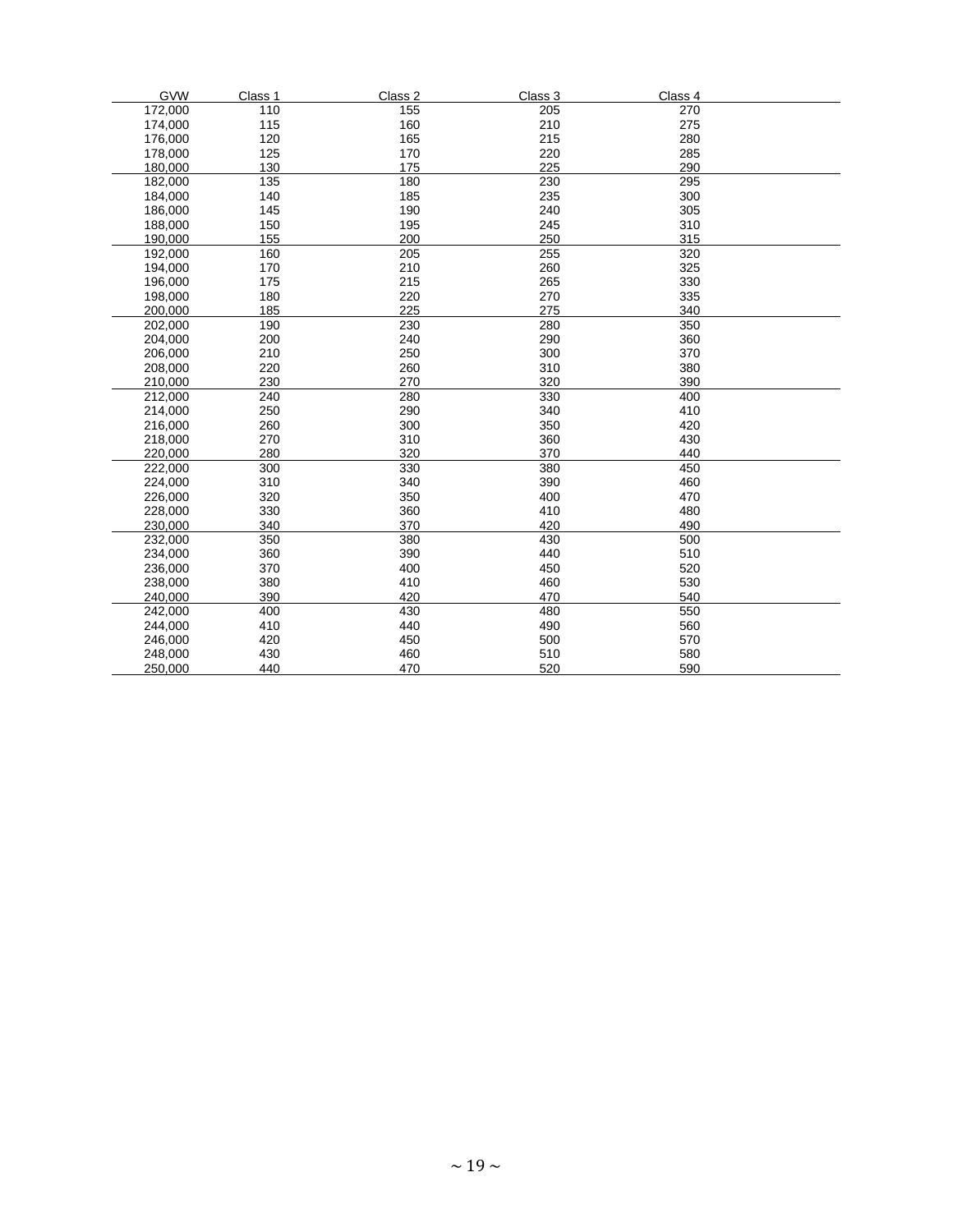| GVW | Class 1 | Class 2 | Class 3 | Class 4 |
|---|---|---|---|---|
| 172,000 | 110 | 155 | 205 | 270 |
| 174,000 | 115 | 160 | 210 | 275 |
| 176,000 | 120 | 165 | 215 | 280 |
| 178,000 | 125 | 170 | 220 | 285 |
| 180,000 | 130 | 175 | 225 | 290 |
| 182,000 | 135 | 180 | 230 | 295 |
| 184,000 | 140 | 185 | 235 | 300 |
| 186,000 | 145 | 190 | 240 | 305 |
| 188,000 | 150 | 195 | 245 | 310 |
| 190,000 | 155 | 200 | 250 | 315 |
| 192,000 | 160 | 205 | 255 | 320 |
| 194,000 | 170 | 210 | 260 | 325 |
| 196,000 | 175 | 215 | 265 | 330 |
| 198,000 | 180 | 220 | 270 | 335 |
| 200,000 | 185 | 225 | 275 | 340 |
| 202,000 | 190 | 230 | 280 | 350 |
| 204,000 | 200 | 240 | 290 | 360 |
| 206,000 | 210 | 250 | 300 | 370 |
| 208,000 | 220 | 260 | 310 | 380 |
| 210,000 | 230 | 270 | 320 | 390 |
| 212,000 | 240 | 280 | 330 | 400 |
| 214,000 | 250 | 290 | 340 | 410 |
| 216,000 | 260 | 300 | 350 | 420 |
| 218,000 | 270 | 310 | 360 | 430 |
| 220,000 | 280 | 320 | 370 | 440 |
| 222,000 | 300 | 330 | 380 | 450 |
| 224,000 | 310 | 340 | 390 | 460 |
| 226,000 | 320 | 350 | 400 | 470 |
| 228,000 | 330 | 360 | 410 | 480 |
| 230,000 | 340 | 370 | 420 | 490 |
| 232,000 | 350 | 380 | 430 | 500 |
| 234,000 | 360 | 390 | 440 | 510 |
| 236,000 | 370 | 400 | 450 | 520 |
| 238,000 | 380 | 410 | 460 | 530 |
| 240,000 | 390 | 420 | 470 | 540 |
| 242,000 | 400 | 430 | 480 | 550 |
| 244,000 | 410 | 440 | 490 | 560 |
| 246,000 | 420 | 450 | 500 | 570 |
| 248,000 | 430 | 460 | 510 | 580 |
| 250,000 | 440 | 470 | 520 | 590 |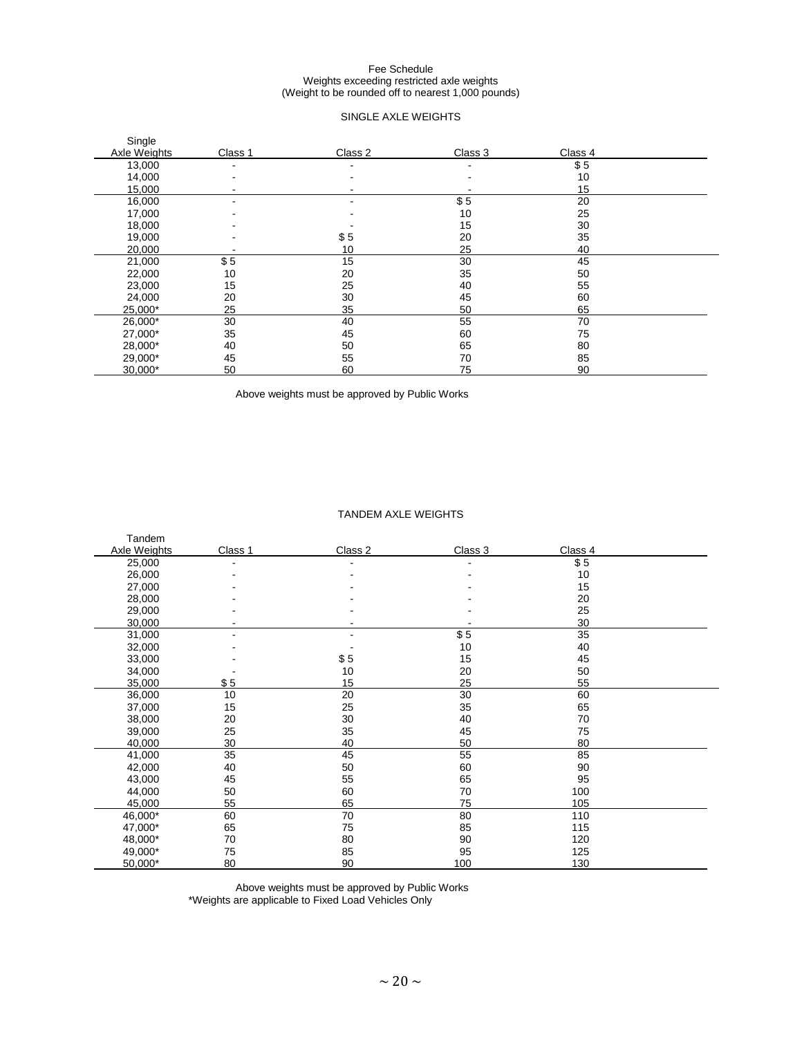Fee Schedule
Weights exceeding restricted axle weights
(Weight to be rounded off to nearest 1,000 pounds)

SINGLE AXLE WEIGHTS

| Single Axle Weights | Class 1 | Class 2 | Class 3 | Class 4 |
|---|---|---|---|---|
| 13,000 | - | - | - | $ 5 |
| 14,000 | - | - | - | 10 |
| 15,000 | - | - | - | 15 |
| 16,000 | - | - | $ 5 | 20 |
| 17,000 | - | - | 10 | 25 |
| 18,000 | - | - | 15 | 30 |
| 19,000 | - | $ 5 | 20 | 35 |
| 20,000 | - | 10 | 25 | 40 |
| 21,000 | $ 5 | 15 | 30 | 45 |
| 22,000 | 10 | 20 | 35 | 50 |
| 23,000 | 15 | 25 | 40 | 55 |
| 24,000 | 20 | 30 | 45 | 60 |
| 25,000* | 25 | 35 | 50 | 65 |
| 26,000* | 30 | 40 | 55 | 70 |
| 27,000* | 35 | 45 | 60 | 75 |
| 28,000* | 40 | 50 | 65 | 80 |
| 29,000* | 45 | 55 | 70 | 85 |
| 30,000* | 50 | 60 | 75 | 90 |

Above weights must be approved by Public Works

TANDEM AXLE WEIGHTS

| Tandem Axle Weights | Class 1 | Class 2 | Class 3 | Class 4 |
|---|---|---|---|---|
| 25,000 | - | - | - | $ 5 |
| 26,000 | - | - | - | 10 |
| 27,000 | - | - | - | 15 |
| 28,000 | - | - | - | 20 |
| 29,000 | - | - | - | 25 |
| 30,000 | - | - | - | 30 |
| 31,000 | - | - | $ 5 | 35 |
| 32,000 | - | - | 10 | 40 |
| 33,000 | - | $ 5 | 15 | 45 |
| 34,000 | - | 10 | 20 | 50 |
| 35,000 | $ 5 | 15 | 25 | 55 |
| 36,000 | 10 | 20 | 30 | 60 |
| 37,000 | 15 | 25 | 35 | 65 |
| 38,000 | 20 | 30 | 40 | 70 |
| 39,000 | 25 | 35 | 45 | 75 |
| 40,000 | 30 | 40 | 50 | 80 |
| 41,000 | 35 | 45 | 55 | 85 |
| 42,000 | 40 | 50 | 60 | 90 |
| 43,000 | 45 | 55 | 65 | 95 |
| 44,000 | 50 | 60 | 70 | 100 |
| 45,000 | 55 | 65 | 75 | 105 |
| 46,000* | 60 | 70 | 80 | 110 |
| 47,000* | 65 | 75 | 85 | 115 |
| 48,000* | 70 | 80 | 90 | 120 |
| 49,000* | 75 | 85 | 95 | 125 |
| 50,000* | 80 | 90 | 100 | 130 |

Above weights must be approved by Public Works
*Weights are applicable to Fixed Load Vehicles Only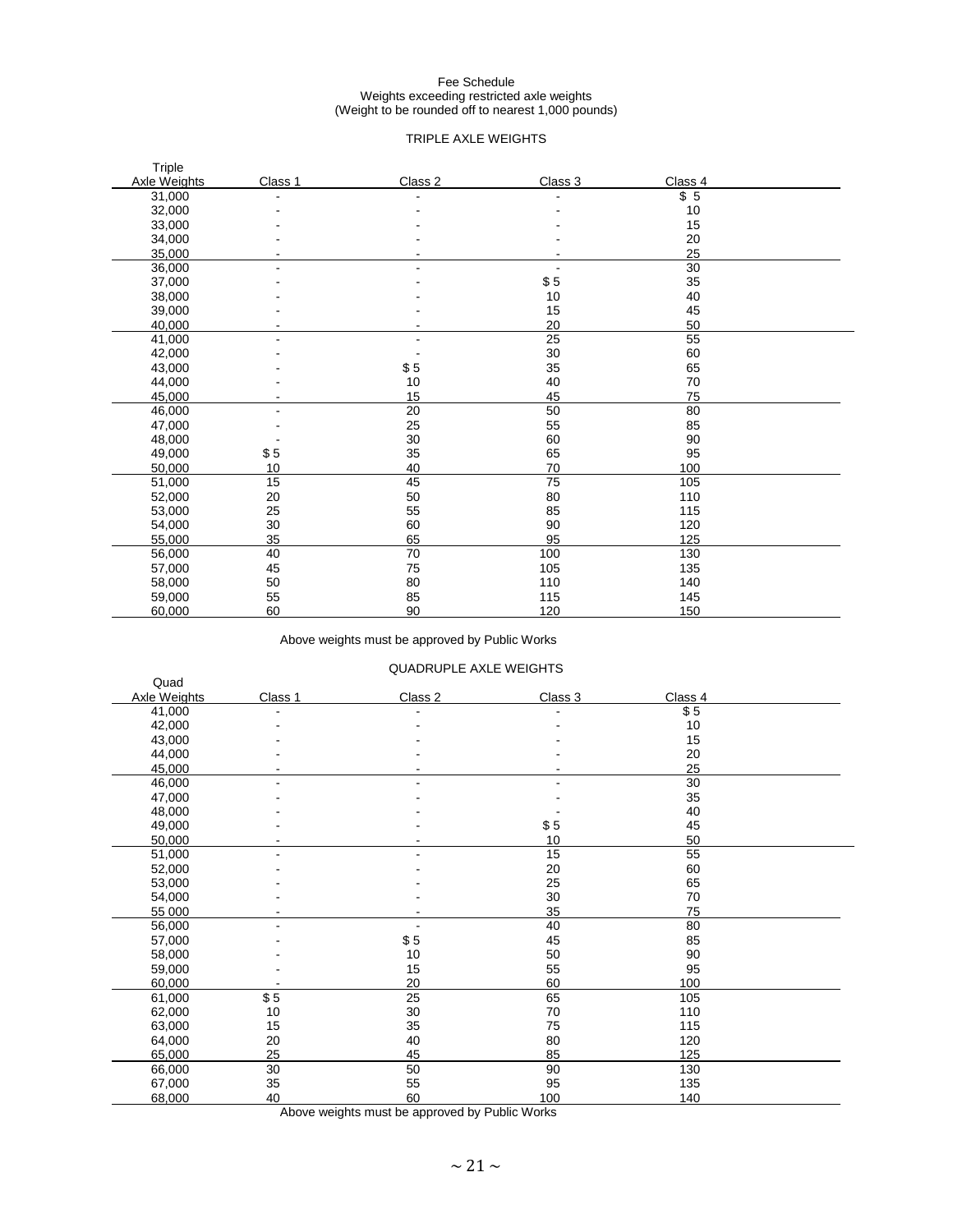Fee Schedule
Weights exceeding restricted axle weights
(Weight to be rounded off to nearest 1,000 pounds)

TRIPLE AXLE WEIGHTS

| Triple Axle Weights | Class 1 | Class 2 | Class 3 | Class 4 |
|---|---|---|---|---|
| 31,000 | - | - | - | $ 5 |
| 32,000 | - | - | - | 10 |
| 33,000 | - | - | - | 15 |
| 34,000 | - | - | - | 20 |
| 35,000 | - | - | - | 25 |
| 36,000 | - | - | - | 30 |
| 37,000 | - | - | $ 5 | 35 |
| 38,000 | - | - | 10 | 40 |
| 39,000 | - | - | 15 | 45 |
| 40,000 | - | - | 20 | 50 |
| 41,000 | - | - | 25 | 55 |
| 42,000 | - | - | 30 | 60 |
| 43,000 | - | $ 5 | 35 | 65 |
| 44,000 | - | 10 | 40 | 70 |
| 45,000 | - | 15 | 45 | 75 |
| 46,000 | - | 20 | 50 | 80 |
| 47,000 | - | 25 | 55 | 85 |
| 48,000 | - | 30 | 60 | 90 |
| 49,000 | $ 5 | 35 | 65 | 95 |
| 50,000 | 10 | 40 | 70 | 100 |
| 51,000 | 15 | 45 | 75 | 105 |
| 52,000 | 20 | 50 | 80 | 110 |
| 53,000 | 25 | 55 | 85 | 115 |
| 54,000 | 30 | 60 | 90 | 120 |
| 55,000 | 35 | 65 | 95 | 125 |
| 56,000 | 40 | 70 | 100 | 130 |
| 57,000 | 45 | 75 | 105 | 135 |
| 58,000 | 50 | 80 | 110 | 140 |
| 59,000 | 55 | 85 | 115 | 145 |
| 60,000 | 60 | 90 | 120 | 150 |

Above weights must be approved by Public Works

QUADRUPLE AXLE WEIGHTS

| Quad Axle Weights | Class 1 | Class 2 | Class 3 | Class 4 |
|---|---|---|---|---|
| 41,000 | - | - | - | $ 5 |
| 42,000 | - | - | - | 10 |
| 43,000 | - | - | - | 15 |
| 44,000 | - | - | - | 20 |
| 45,000 | - | - | - | 25 |
| 46,000 | - | - | - | 30 |
| 47,000 | - | - | - | 35 |
| 48,000 | - | - | - | 40 |
| 49,000 | - | - | $ 5 | 45 |
| 50,000 | - | - | 10 | 50 |
| 51,000 | - | - | 15 | 55 |
| 52,000 | - | - | 20 | 60 |
| 53,000 | - | - | 25 | 65 |
| 54,000 | - | - | 30 | 70 |
| 55 000 | - | - | 35 | 75 |
| 56,000 | - | - | 40 | 80 |
| 57,000 | - | $ 5 | 45 | 85 |
| 58,000 | - | 10 | 50 | 90 |
| 59,000 | - | 15 | 55 | 95 |
| 60,000 | - | 20 | 60 | 100 |
| 61,000 | $ 5 | 25 | 65 | 105 |
| 62,000 | 10 | 30 | 70 | 110 |
| 63,000 | 15 | 35 | 75 | 115 |
| 64,000 | 20 | 40 | 80 | 120 |
| 65,000 | 25 | 45 | 85 | 125 |
| 66,000 | 30 | 50 | 90 | 130 |
| 67,000 | 35 | 55 | 95 | 135 |
| 68,000 | 40 | 60 | 100 | 140 |

Above weights must be approved by Public Works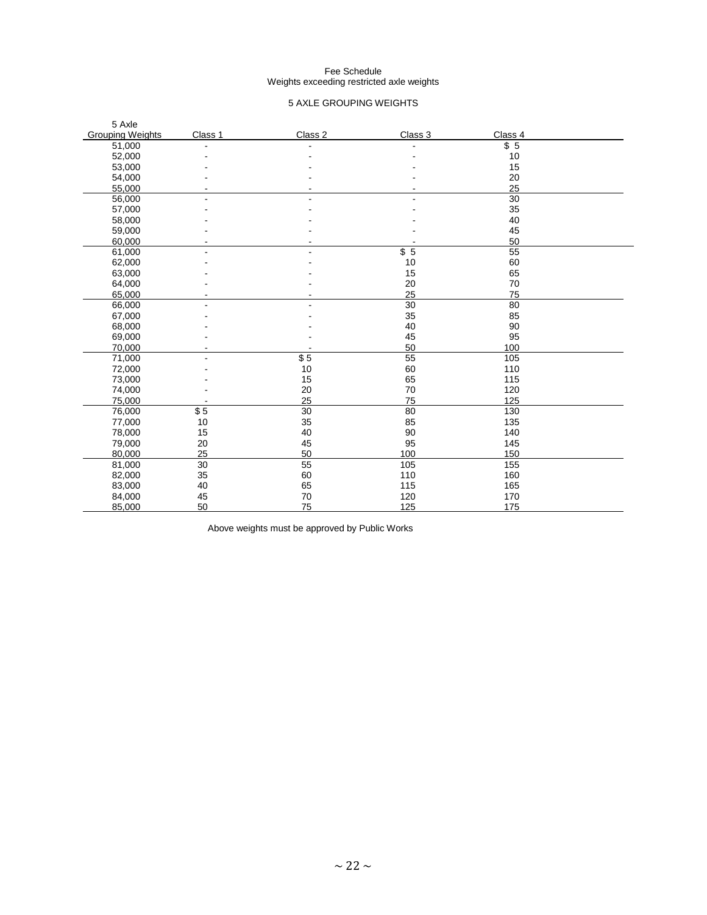Fee Schedule
Weights exceeding restricted axle weights

5 AXLE GROUPING WEIGHTS

| 5 Axle Grouping Weights | Class 1 | Class 2 | Class 3 | Class 4 |
|---|---|---|---|---|
| 51,000 | - | - | - | $ 5 |
| 52,000 | - | - | - | 10 |
| 53,000 | - | - | - | 15 |
| 54,000 | - | - | - | 20 |
| 55,000 | - | - | - | 25 |
| 56,000 | - | - | - | 30 |
| 57,000 | - | - | - | 35 |
| 58,000 | - | - | - | 40 |
| 59,000 | - | - | - | 45 |
| 60,000 | - | - | - | 50 |
| 61,000 | - | - | $ 5 | 55 |
| 62,000 | - | - | 10 | 60 |
| 63,000 | - | - | 15 | 65 |
| 64,000 | - | - | 20 | 70 |
| 65,000 | - | - | 25 | 75 |
| 66,000 | - | - | 30 | 80 |
| 67,000 | - | - | 35 | 85 |
| 68,000 | - | - | 40 | 90 |
| 69,000 | - | - | 45 | 95 |
| 70,000 | - | - | 50 | 100 |
| 71,000 | - | $ 5 | 55 | 105 |
| 72,000 | - | 10 | 60 | 110 |
| 73,000 | - | 15 | 65 | 115 |
| 74,000 | - | 20 | 70 | 120 |
| 75,000 | - | 25 | 75 | 125 |
| 76,000 | $ 5 | 30 | 80 | 130 |
| 77,000 | 10 | 35 | 85 | 135 |
| 78,000 | 15 | 40 | 90 | 140 |
| 79,000 | 20 | 45 | 95 | 145 |
| 80,000 | 25 | 50 | 100 | 150 |
| 81,000 | 30 | 55 | 105 | 155 |
| 82,000 | 35 | 60 | 110 | 160 |
| 83,000 | 40 | 65 | 115 | 165 |
| 84,000 | 45 | 70 | 120 | 170 |
| 85,000 | 50 | 75 | 125 | 175 |

Above weights must be approved by Public Works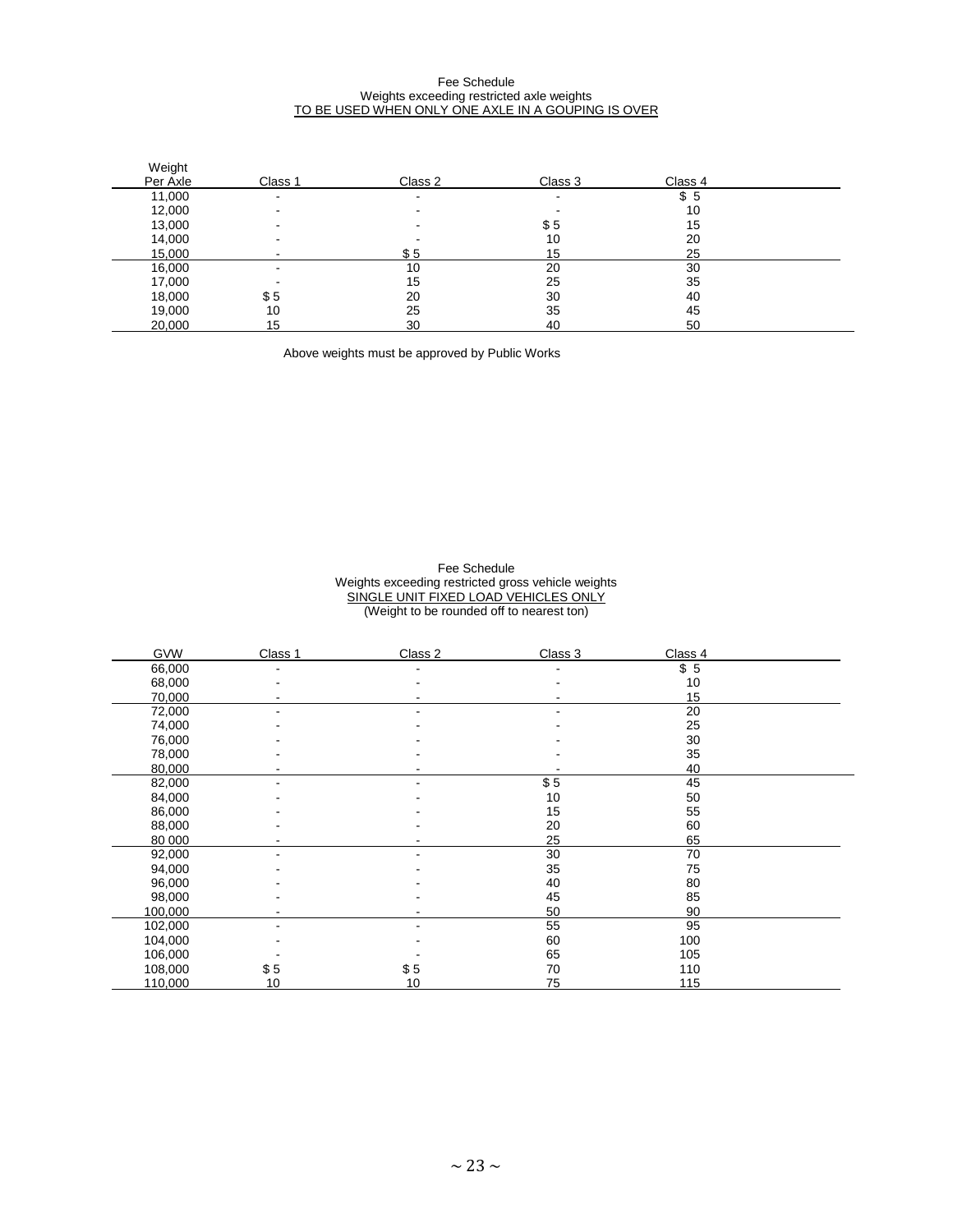Fee Schedule
Weights exceeding restricted axle weights
TO BE USED WHEN ONLY ONE AXLE IN A GOUPING IS OVER

| Weight Per Axle | Class 1 | Class 2 | Class 3 | Class 4 |
|---|---|---|---|---|
| 11,000 | - | - | - | $ 5 |
| 12,000 | - | - | - | 10 |
| 13,000 | - | - | $ 5 | 15 |
| 14,000 | - | - | 10 | 20 |
| 15,000 | - | $ 5 | 15 | 25 |
| 16,000 | - | 10 | 20 | 30 |
| 17,000 | - | 15 | 25 | 35 |
| 18,000 | $ 5 | 20 | 30 | 40 |
| 19,000 | 10 | 25 | 35 | 45 |
| 20,000 | 15 | 30 | 40 | 50 |

Above weights must be approved by Public Works

Fee Schedule
Weights exceeding restricted gross vehicle weights
SINGLE UNIT FIXED LOAD VEHICLES ONLY
(Weight to be rounded off to nearest ton)

| GVW | Class 1 | Class 2 | Class 3 | Class 4 |
|---|---|---|---|---|
| 66,000 | - | - | - | $ 5 |
| 68,000 | - | - | - | 10 |
| 70,000 | - | - | - | 15 |
| 72,000 | - | - | - | 20 |
| 74,000 | - | - | - | 25 |
| 76,000 | - | - | - | 30 |
| 78,000 | - | - | - | 35 |
| 80,000 | - | - | - | 40 |
| 82,000 | - | - | $ 5 | 45 |
| 84,000 | - | - | 10 | 50 |
| 86,000 | - | - | 15 | 55 |
| 88,000 | - | - | 20 | 60 |
| 80 000 | - | - | 25 | 65 |
| 92,000 | - | - | 30 | 70 |
| 94,000 | - | - | 35 | 75 |
| 96,000 | - | - | 40 | 80 |
| 98,000 | - | - | 45 | 85 |
| 100,000 | - | - | 50 | 90 |
| 102,000 | - | - | 55 | 95 |
| 104,000 | - | - | 60 | 100 |
| 106,000 | - | - | 65 | 105 |
| 108,000 | $ 5 | $ 5 | 70 | 110 |
| 110,000 | 10 | 10 | 75 | 115 |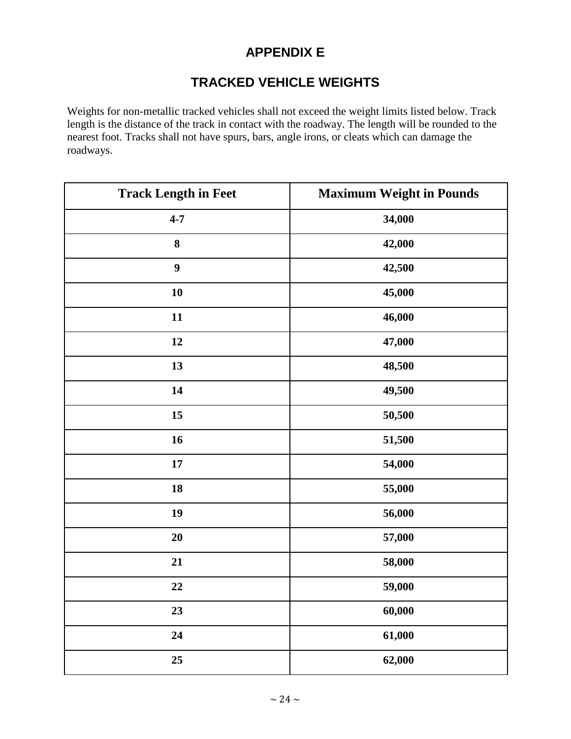# APPENDIX E

## TRACKED VEHICLE WEIGHTS

Weights for non-metallic tracked vehicles shall not exceed the weight limits listed below. Track length is the distance of the track in contact with the roadway. The length will be rounded to the nearest foot. Tracks shall not have spurs, bars, angle irons, or cleats which can damage the roadways.

| Track Length in Feet | Maximum Weight in Pounds |
|---|---|
| 4-7 | 34,000 |
| 8 | 42,000 |
| 9 | 42,500 |
| 10 | 45,000 |
| 11 | 46,000 |
| 12 | 47,000 |
| 13 | 48,500 |
| 14 | 49,500 |
| 15 | 50,500 |
| 16 | 51,500 |
| 17 | 54,000 |
| 18 | 55,000 |
| 19 | 56,000 |
| 20 | 57,000 |
| 21 | 58,000 |
| 22 | 59,000 |
| 23 | 60,000 |
| 24 | 61,000 |
| 25 | 62,000 |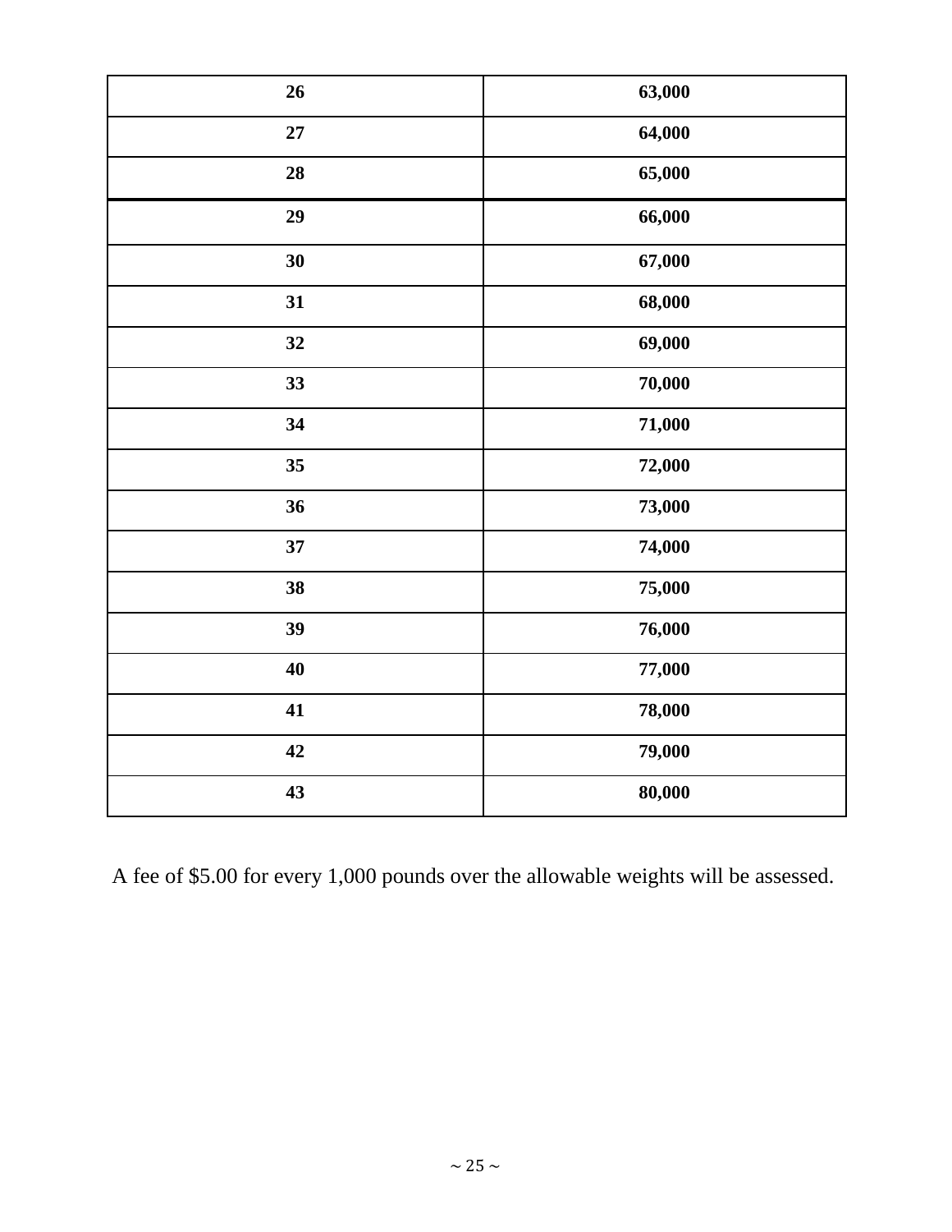| | |
|---|---|
| **26** | **63,000** |
| **27** | **64,000** |
| **28** | **65,000** |
| **29** | **66,000** |
| **30** | **67,000** |
| **31** | **68,000** |
| **32** | **69,000** |
| **33** | **70,000** |
| **34** | **71,000** |
| **35** | **72,000** |
| **36** | **73,000** |
| **37** | **74,000** |
| **38** | **75,000** |
| **39** | **76,000** |
| **40** | **77,000** |
| **41** | **78,000** |
| **42** | **79,000** |
| **43** | **80,000** |

A fee of $5.00 for every 1,000 pounds over the allowable weights will be assessed.